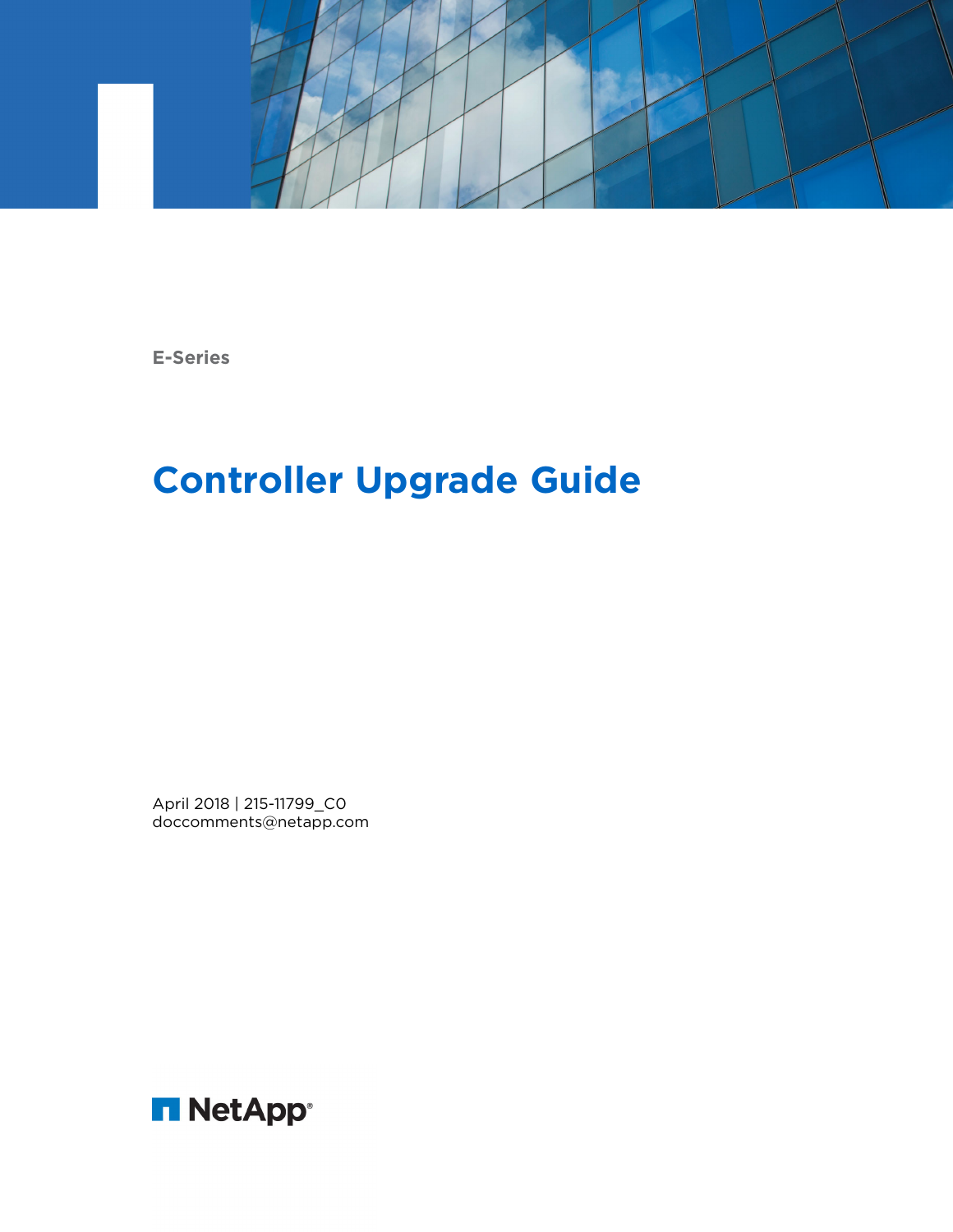E-Series

# Controller Upgrade Guide

April 2018 | 215-11799_C0
doccomments@netapp.com

NetApp®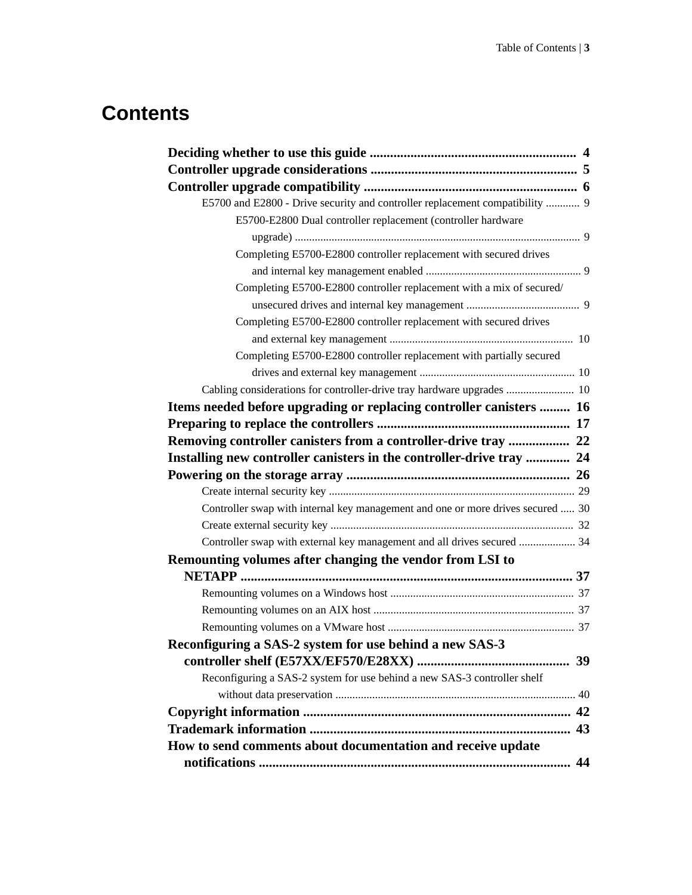# Contents

**Deciding whether to use this guide** .......... 4

**Controller upgrade considerations** .......... 5

**Controller upgrade compatibility** .......... 6

- E5700 and E2800 - Drive security and controller replacement compatibility .......... 9
  - E5700-E2800 Dual controller replacement (controller hardware upgrade) .......... 9
  - Completing E5700-E2800 controller replacement with secured drives and internal key management enabled .......... 9
  - Completing E5700-E2800 controller replacement with a mix of secured/unsecured drives and internal key management .......... 9
  - Completing E5700-E2800 controller replacement with secured drives and external key management .......... 10
  - Completing E5700-E2800 controller replacement with partially secured drives and external key management .......... 10
- Cabling considerations for controller-drive tray hardware upgrades .......... 10

**Items needed before upgrading or replacing controller canisters** .......... 16

**Preparing to replace the controllers** .......... 17

**Removing controller canisters from a controller-drive tray** .......... 22

**Installing new controller canisters in the controller-drive tray** .......... 24

**Powering on the storage array** .......... 26

- Create internal security key .......... 29
- Controller swap with internal key management and one or more drives secured .......... 30
- Create external security key .......... 32
- Controller swap with external key management and all drives secured .......... 34

**Remounting volumes after changing the vendor from LSI to NETAPP** .......... 37

- Remounting volumes on a Windows host .......... 37
- Remounting volumes on an AIX host .......... 37
- Remounting volumes on a VMware host .......... 37

**Reconfiguring a SAS-2 system for use behind a new SAS-3 controller shelf (E57XX/EF570/E28XX)** .......... 39

- Reconfiguring a SAS-2 system for use behind a new SAS-3 controller shelf without data preservation .......... 40

**Copyright information** .......... 42

**Trademark information** .......... 43

**How to send comments about documentation and receive update notifications** .......... 44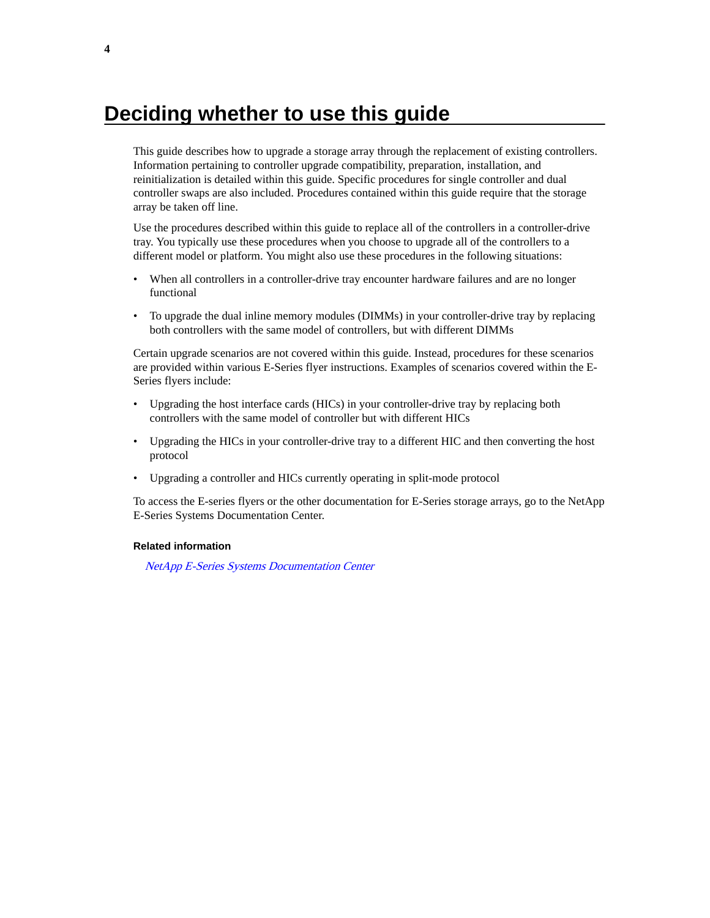# Deciding whether to use this guide

This guide describes how to upgrade a storage array through the replacement of existing controllers. Information pertaining to controller upgrade compatibility, preparation, installation, and reinitialization is detailed within this guide. Specific procedures for single controller and dual controller swaps are also included. Procedures contained within this guide require that the storage array be taken off line.

Use the procedures described within this guide to replace all of the controllers in a controller-drive tray. You typically use these procedures when you choose to upgrade all of the controllers to a different model or platform. You might also use these procedures in the following situations:

- When all controllers in a controller-drive tray encounter hardware failures and are no longer functional
- To upgrade the dual inline memory modules (DIMMs) in your controller-drive tray by replacing both controllers with the same model of controllers, but with different DIMMs

Certain upgrade scenarios are not covered within this guide. Instead, procedures for these scenarios are provided within various E-Series flyer instructions. Examples of scenarios covered within the E-Series flyers include:

- Upgrading the host interface cards (HICs) in your controller-drive tray by replacing both controllers with the same model of controller but with different HICs
- Upgrading the HICs in your controller-drive tray to a different HIC and then converting the host protocol
- Upgrading a controller and HICs currently operating in split-mode protocol

To access the E-series flyers or the other documentation for E-Series storage arrays, go to the NetApp E-Series Systems Documentation Center.

**Related information**

*NetApp E-Series Systems Documentation Center*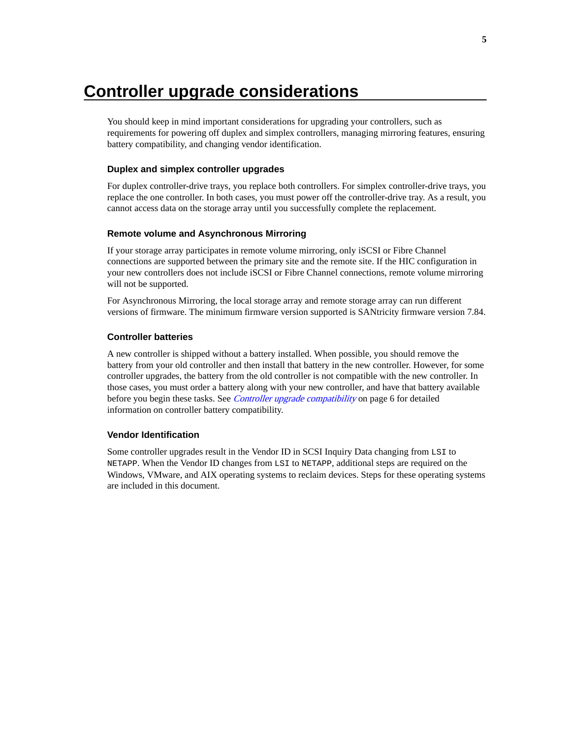# Controller upgrade considerations

You should keep in mind important considerations for upgrading your controllers, such as requirements for powering off duplex and simplex controllers, managing mirroring features, ensuring battery compatibility, and changing vendor identification.

### Duplex and simplex controller upgrades

For duplex controller-drive trays, you replace both controllers. For simplex controller-drive trays, you replace the one controller. In both cases, you must power off the controller-drive tray. As a result, you cannot access data on the storage array until you successfully complete the replacement.

### Remote volume and Asynchronous Mirroring

If your storage array participates in remote volume mirroring, only iSCSI or Fibre Channel connections are supported between the primary site and the remote site. If the HIC configuration in your new controllers does not include iSCSI or Fibre Channel connections, remote volume mirroring will not be supported.

For Asynchronous Mirroring, the local storage array and remote storage array can run different versions of firmware. The minimum firmware version supported is SANtricity firmware version 7.84.

### Controller batteries

A new controller is shipped without a battery installed. When possible, you should remove the battery from your old controller and then install that battery in the new controller. However, for some controller upgrades, the battery from the old controller is not compatible with the new controller. In those cases, you must order a battery along with your new controller, and have that battery available before you begin these tasks. See *Controller upgrade compatibility* on page 6 for detailed information on controller battery compatibility.

### Vendor Identification

Some controller upgrades result in the Vendor ID in SCSI Inquiry Data changing from `LSI` to `NETAPP`. When the Vendor ID changes from `LSI` to `NETAPP`, additional steps are required on the Windows, VMware, and AIX operating systems to reclaim devices. Steps for these operating systems are included in this document.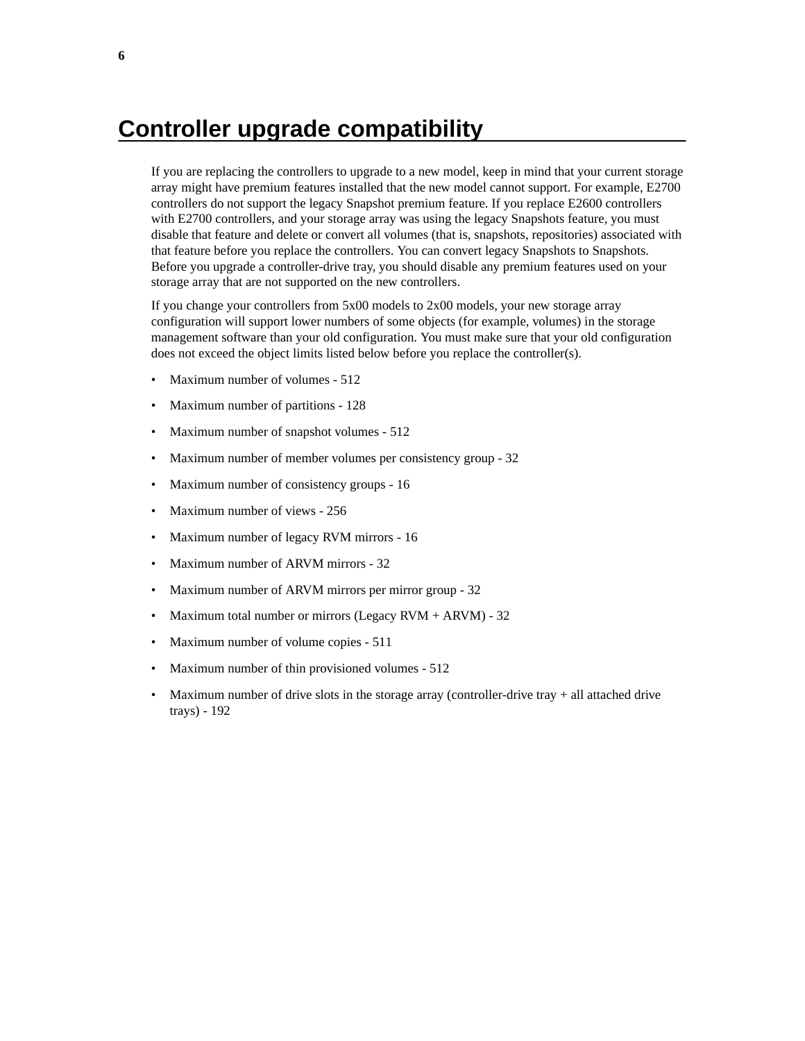# Controller upgrade compatibility

If you are replacing the controllers to upgrade to a new model, keep in mind that your current storage array might have premium features installed that the new model cannot support. For example, E2700 controllers do not support the legacy Snapshot premium feature. If you replace E2600 controllers with E2700 controllers, and your storage array was using the legacy Snapshots feature, you must disable that feature and delete or convert all volumes (that is, snapshots, repositories) associated with that feature before you replace the controllers. You can convert legacy Snapshots to Snapshots. Before you upgrade a controller-drive tray, you should disable any premium features used on your storage array that are not supported on the new controllers.

If you change your controllers from 5x00 models to 2x00 models, your new storage array configuration will support lower numbers of some objects (for example, volumes) in the storage management software than your old configuration. You must make sure that your old configuration does not exceed the object limits listed below before you replace the controller(s).

- Maximum number of volumes - 512
- Maximum number of partitions - 128
- Maximum number of snapshot volumes - 512
- Maximum number of member volumes per consistency group - 32
- Maximum number of consistency groups - 16
- Maximum number of views - 256
- Maximum number of legacy RVM mirrors - 16
- Maximum number of ARVM mirrors - 32
- Maximum number of ARVM mirrors per mirror group - 32
- Maximum total number or mirrors (Legacy RVM + ARVM) - 32
- Maximum number of volume copies - 511
- Maximum number of thin provisioned volumes - 512
- Maximum number of drive slots in the storage array (controller-drive tray + all attached drive trays) - 192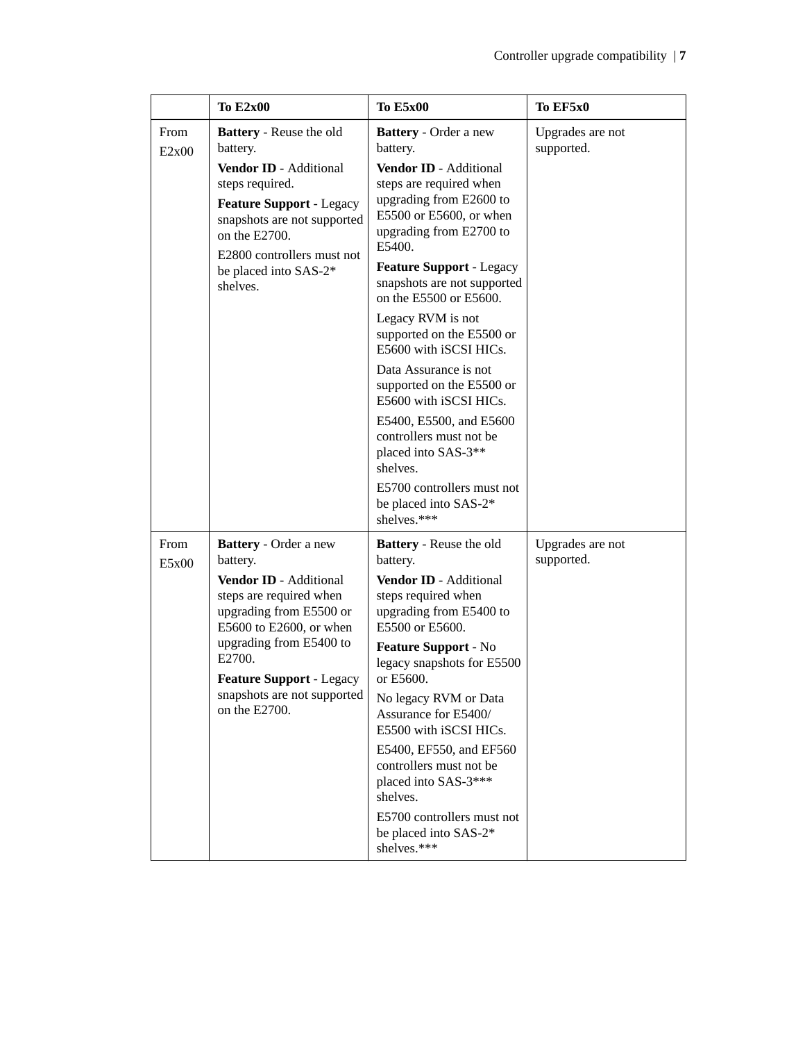| | To E2x00 | To E5x00 | To EF5x0 |
|---|---|---|---|
| From E2x00 | **Battery** - Reuse the old battery.<br>**Vendor ID** - Additional steps required.<br>**Feature Support** - Legacy snapshots are not supported on the E2700.<br>E2800 controllers must not be placed into SAS-2* shelves. | **Battery** - Order a new battery.<br>**Vendor ID** - Additional steps are required when upgrading from E2600 to E5500 or E5600, or when upgrading from E2700 to E5400.<br>**Feature Support** - Legacy snapshots are not supported on the E5500 or E5600.<br>Legacy RVM is not supported on the E5500 or E5600 with iSCSI HICs.<br>Data Assurance is not supported on the E5500 or E5600 with iSCSI HICs.<br>E5400, E5500, and E5600 controllers must not be placed into SAS-3** shelves.<br>E5700 controllers must not be placed into SAS-2* shelves.*** | Upgrades are not supported. |
| From E5x00 | **Battery** - Order a new battery.<br>**Vendor ID** - Additional steps are required when upgrading from E5500 or E5600 to E2600, or when upgrading from E5400 to E2700.<br>**Feature Support** - Legacy snapshots are not supported on the E2700. | **Battery** - Reuse the old battery.<br>**Vendor ID** - Additional steps required when upgrading from E5400 to E5500 or E5600.<br>**Feature Support** - No legacy snapshots for E5500 or E5600.<br>No legacy RVM or Data Assurance for E5400/ E5500 with iSCSI HICs.<br>E5400, EF550, and EF560 controllers must not be placed into SAS-3*** shelves.<br>E5700 controllers must not be placed into SAS-2* shelves.*** | Upgrades are not supported. |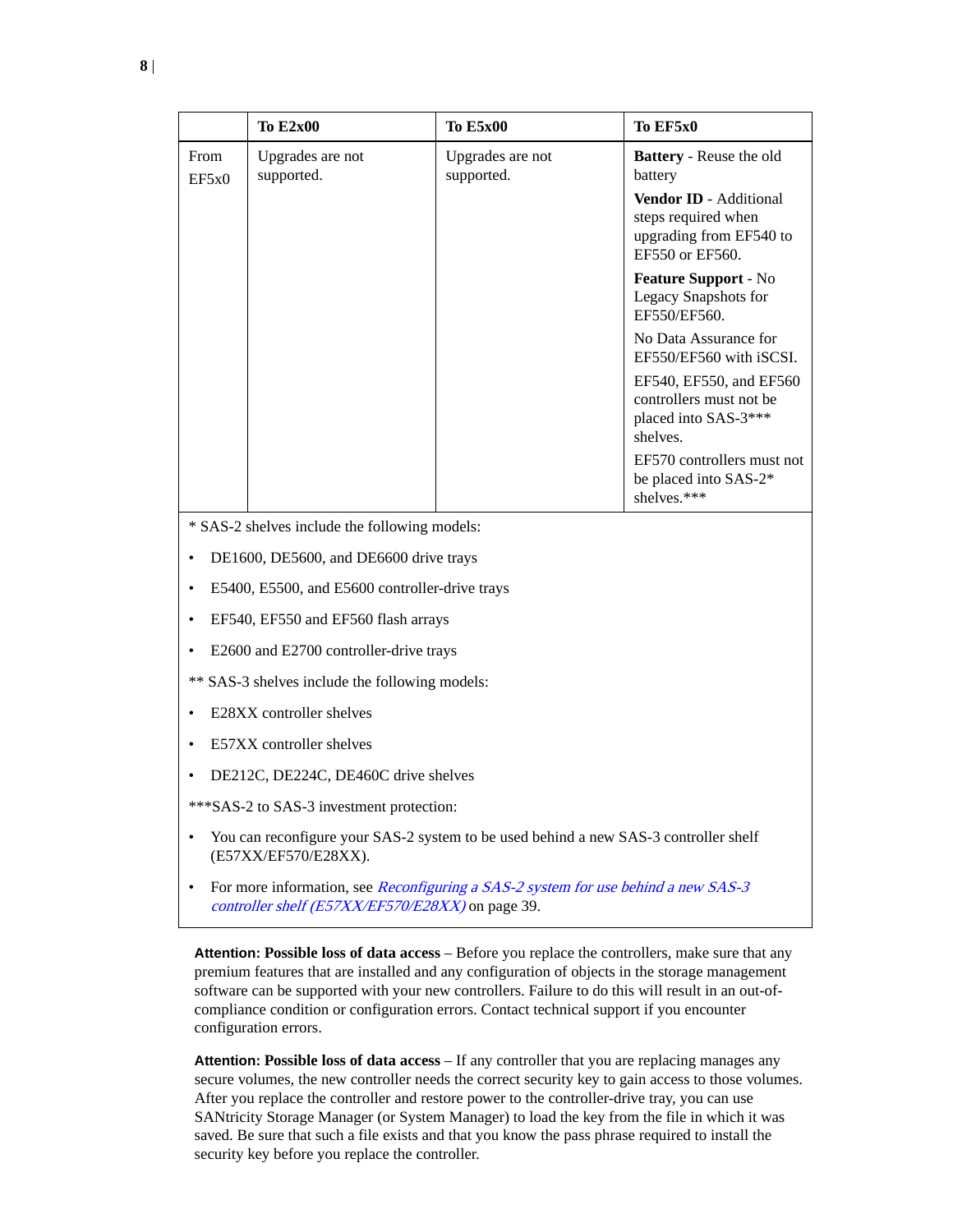| | To E2x00 | To E5x00 | To EF5x0 |
|---|---|---|---|
| From EF5x0 | Upgrades are not supported. | Upgrades are not supported. | **Battery** - Reuse the old battery<br><br>**Vendor ID** - Additional steps required when upgrading from EF540 to EF550 or EF560.<br><br>**Feature Support** - No Legacy Snapshots for EF550/EF560.<br><br>No Data Assurance for EF550/EF560 with iSCSI.<br><br>EF540, EF550, and EF560 controllers must not be placed into SAS-3*** shelves.<br><br>EF570 controllers must not be placed into SAS-2* shelves.*** |

* SAS-2 shelves include the following models:

- DE1600, DE5600, and DE6600 drive trays
- E5400, E5500, and E5600 controller-drive trays
- EF540, EF550 and EF560 flash arrays
- E2600 and E2700 controller-drive trays

** SAS-3 shelves include the following models:

- E28XX controller shelves
- E57XX controller shelves
- DE212C, DE224C, DE460C drive shelves

***SAS-2 to SAS-3 investment protection:

- You can reconfigure your SAS-2 system to be used behind a new SAS-3 controller shelf (E57XX/EF570/E28XX).
- For more information, see *Reconfiguring a SAS-2 system for use behind a new SAS-3 controller shelf (E57XX/EF570/E28XX)* on page 39.

**Attention: Possible loss of data access** – Before you replace the controllers, make sure that any premium features that are installed and any configuration of objects in the storage management software can be supported with your new controllers. Failure to do this will result in an out-of-compliance condition or configuration errors. Contact technical support if you encounter configuration errors.

**Attention: Possible loss of data access** – If any controller that you are replacing manages any secure volumes, the new controller needs the correct security key to gain access to those volumes. After you replace the controller and restore power to the controller-drive tray, you can use SANtricity Storage Manager (or System Manager) to load the key from the file in which it was saved. Be sure that such a file exists and that you know the pass phrase required to install the security key before you replace the controller.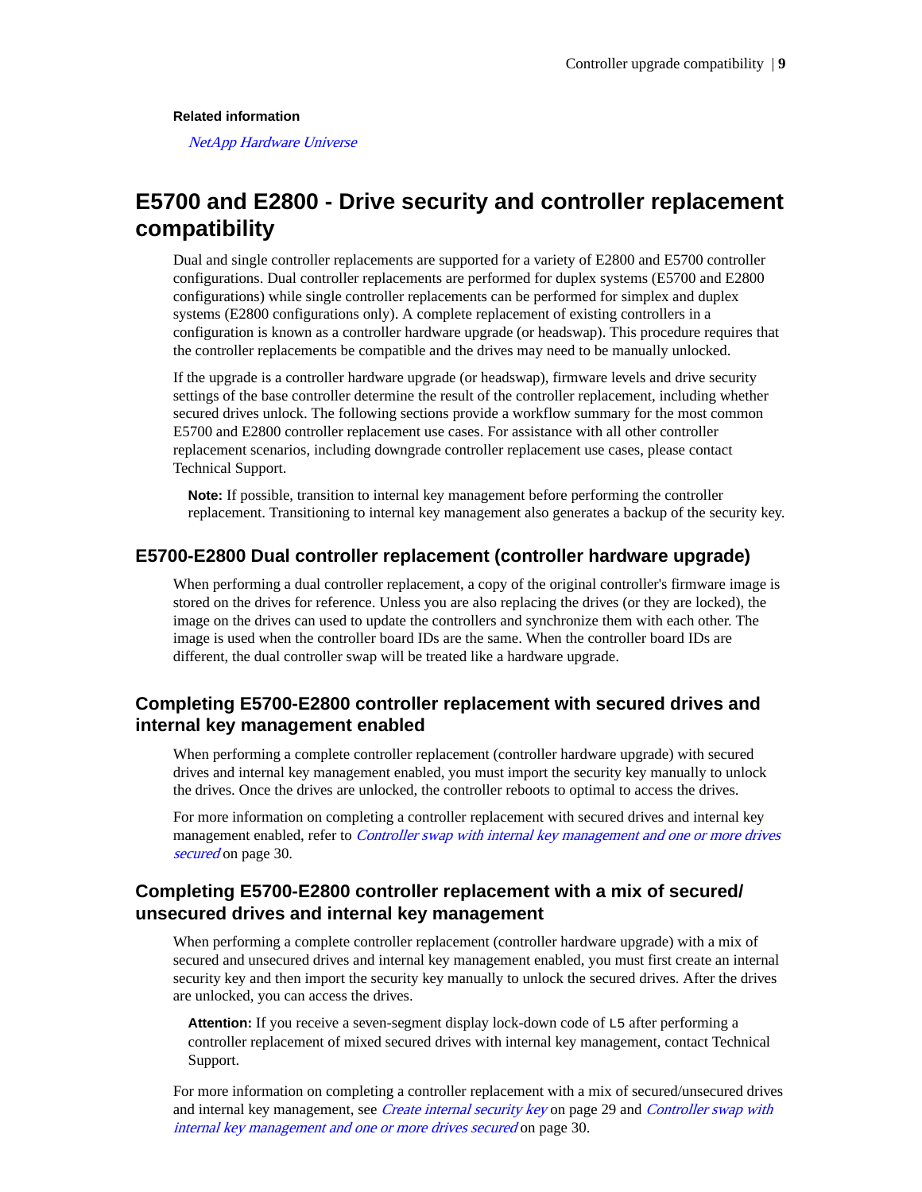**Related information**

*NetApp Hardware Universe*

## E5700 and E2800 - Drive security and controller replacement compatibility

Dual and single controller replacements are supported for a variety of E2800 and E5700 controller configurations. Dual controller replacements are performed for duplex systems (E5700 and E2800 configurations) while single controller replacements can be performed for simplex and duplex systems (E2800 configurations only). A complete replacement of existing controllers in a configuration is known as a controller hardware upgrade (or headswap). This procedure requires that the controller replacements be compatible and the drives may need to be manually unlocked.

If the upgrade is a controller hardware upgrade (or headswap), firmware levels and drive security settings of the base controller determine the result of the controller replacement, including whether secured drives unlock. The following sections provide a workflow summary for the most common E5700 and E2800 controller replacement use cases. For assistance with all other controller replacement scenarios, including downgrade controller replacement use cases, please contact Technical Support.

> **Note:** If possible, transition to internal key management before performing the controller replacement. Transitioning to internal key management also generates a backup of the security key.

### E5700-E2800 Dual controller replacement (controller hardware upgrade)

When performing a dual controller replacement, a copy of the original controller's firmware image is stored on the drives for reference. Unless you are also replacing the drives (or they are locked), the image on the drives can used to update the controllers and synchronize them with each other. The image is used when the controller board IDs are the same. When the controller board IDs are different, the dual controller swap will be treated like a hardware upgrade.

### Completing E5700-E2800 controller replacement with secured drives and internal key management enabled

When performing a complete controller replacement (controller hardware upgrade) with secured drives and internal key management enabled, you must import the security key manually to unlock the drives. Once the drives are unlocked, the controller reboots to optimal to access the drives.

For more information on completing a controller replacement with secured drives and internal key management enabled, refer to *Controller swap with internal key management and one or more drives secured* on page 30.

### Completing E5700-E2800 controller replacement with a mix of secured/unsecured drives and internal key management

When performing a complete controller replacement (controller hardware upgrade) with a mix of secured and unsecured drives and internal key management enabled, you must first create an internal security key and then import the security key manually to unlock the secured drives. After the drives are unlocked, you can access the drives.

> **Attention:** If you receive a seven-segment display lock-down code of `L5` after performing a controller replacement of mixed secured drives with internal key management, contact Technical Support.

For more information on completing a controller replacement with a mix of secured/unsecured drives and internal key management, see *Create internal security key* on page 29 and *Controller swap with internal key management and one or more drives secured* on page 30.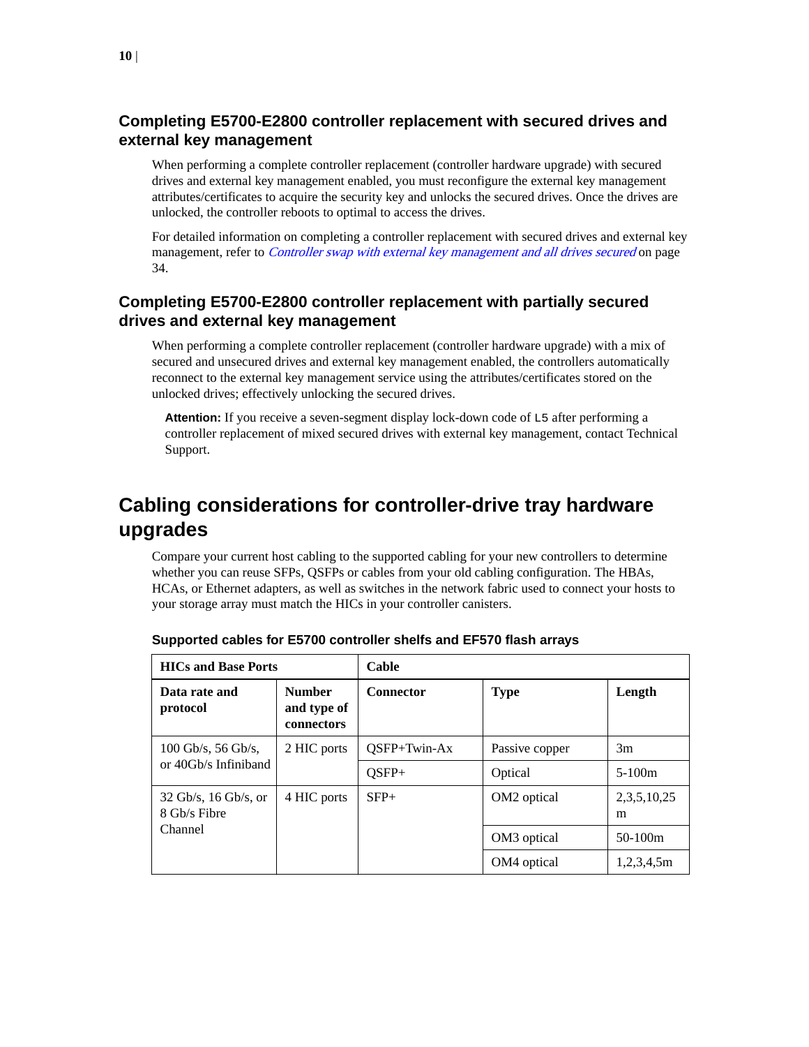## Completing E5700-E2800 controller replacement with secured drives and external key management

When performing a complete controller replacement (controller hardware upgrade) with secured drives and external key management enabled, you must reconfigure the external key management attributes/certificates to acquire the security key and unlocks the secured drives. Once the drives are unlocked, the controller reboots to optimal to access the drives.

For detailed information on completing a controller replacement with secured drives and external key management, refer to *Controller swap with external key management and all drives secured* on page 34.

## Completing E5700-E2800 controller replacement with partially secured drives and external key management

When performing a complete controller replacement (controller hardware upgrade) with a mix of secured and unsecured drives and external key management enabled, the controllers automatically reconnect to the external key management service using the attributes/certificates stored on the unlocked drives; effectively unlocking the secured drives.

> **Attention:** If you receive a seven-segment display lock-down code of `L5` after performing a controller replacement of mixed secured drives with external key management, contact Technical Support.

# Cabling considerations for controller-drive tray hardware upgrades

Compare your current host cabling to the supported cabling for your new controllers to determine whether you can reuse SFPs, QSFPs or cables from your old cabling configuration. The HBAs, HCAs, or Ethernet adapters, as well as switches in the network fabric used to connect your hosts to your storage array must match the HICs in your controller canisters.

**Supported cables for E5700 controller shelfs and EF570 flash arrays**

| HICs and Base Ports | | Cable | | |
|---|---|---|---|---|
| **Data rate and protocol** | **Number and type of connectors** | **Connector** | **Type** | **Length** |
| 100 Gb/s, 56 Gb/s, or 40Gb/s Infiniband | 2 HIC ports | QSFP+Twin-Ax | Passive copper | 3m |
| | | QSFP+ | Optical | 5-100m |
| 32 Gb/s, 16 Gb/s, or 8 Gb/s Fibre Channel | 4 HIC ports | SFP+ | OM2 optical | 2,3,5,10,25 m |
| | | | OM3 optical | 50-100m |
| | | | OM4 optical | 1,2,3,4,5m |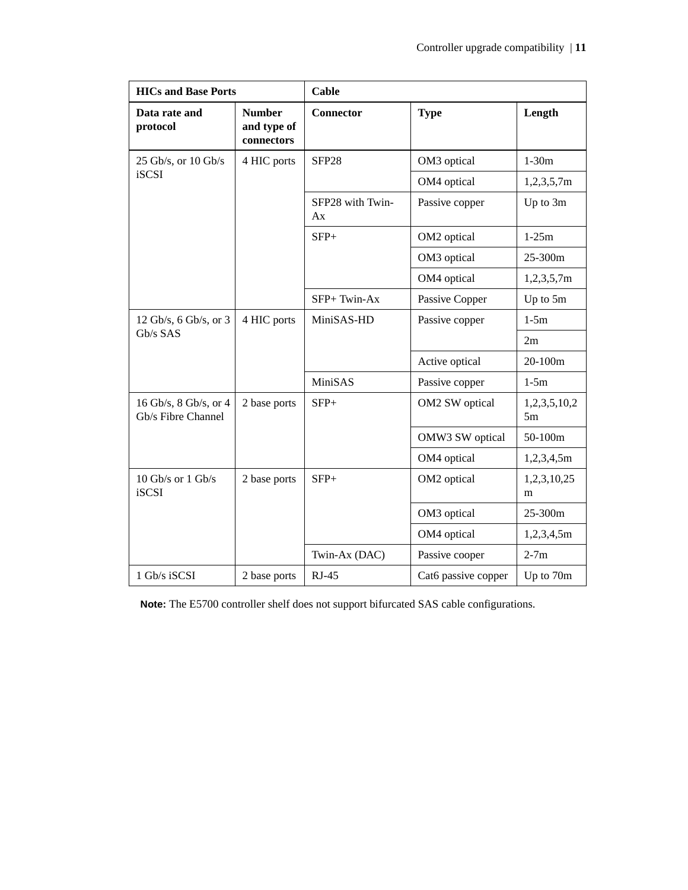| HICs and Base Ports | | Cable | | |
|---|---|---|---|---|
| **Data rate and protocol** | **Number and type of connectors** | **Connector** | **Type** | **Length** |
| 25 Gb/s, or 10 Gb/s iSCSI | 4 HIC ports | SFP28 | OM3 optical | 1-30m |
| | | | OM4 optical | 1,2,3,5,7m |
| | | SFP28 with Twin-Ax | Passive copper | Up to 3m |
| | | SFP+ | OM2 optical | 1-25m |
| | | | OM3 optical | 25-300m |
| | | | OM4 optical | 1,2,3,5,7m |
| | | SFP+ Twin-Ax | Passive Copper | Up to 5m |
| 12 Gb/s, 6 Gb/s, or 3 Gb/s SAS | 4 HIC ports | MiniSAS-HD | Passive copper | 1-5m |
| | | | | 2m |
| | | | Active optical | 20-100m |
| | | MiniSAS | Passive copper | 1-5m |
| 16 Gb/s, 8 Gb/s, or 4 Gb/s Fibre Channel | 2 base ports | SFP+ | OM2 SW optical | 1,2,3,5,10,25m |
| | | | OMW3 SW optical | 50-100m |
| | | | OM4 optical | 1,2,3,4,5m |
| 10 Gb/s or 1 Gb/s iSCSI | 2 base ports | SFP+ | OM2 optical | 1,2,3,10,25m |
| | | | OM3 optical | 25-300m |
| | | | OM4 optical | 1,2,3,4,5m |
| | | Twin-Ax (DAC) | Passive cooper | 2-7m |
| 1 Gb/s iSCSI | 2 base ports | RJ-45 | Cat6 passive copper | Up to 70m |

**Note:** The E5700 controller shelf does not support bifurcated SAS cable configurations.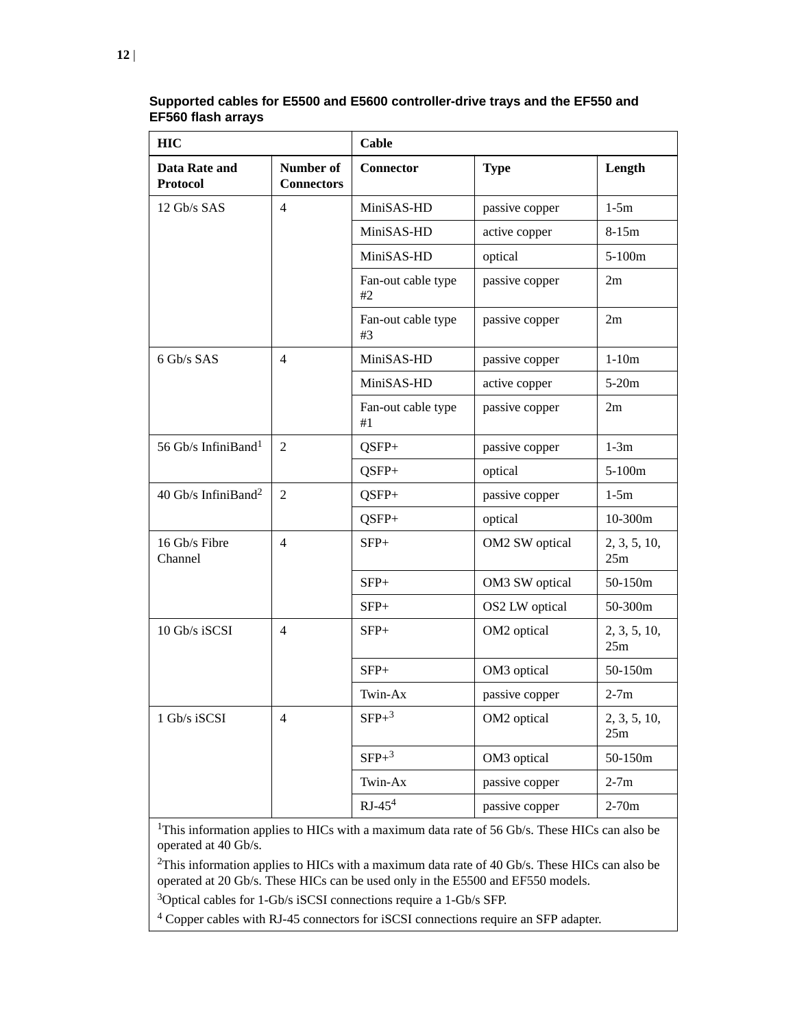### Supported cables for E5500 and E5600 controller-drive trays and the EF550 and EF560 flash arrays

| HIC | | Cable | | |
|---|---|---|---|---|
| **Data Rate and Protocol** | **Number of Connectors** | **Connector** | **Type** | **Length** |
| 12 Gb/s SAS | 4 | MiniSAS-HD | passive copper | 1-5m |
| | | MiniSAS-HD | active copper | 8-15m |
| | | MiniSAS-HD | optical | 5-100m |
| | | Fan-out cable type #2 | passive copper | 2m |
| | | Fan-out cable type #3 | passive copper | 2m |
| 6 Gb/s SAS | 4 | MiniSAS-HD | passive copper | 1-10m |
| | | MiniSAS-HD | active copper | 5-20m |
| | | Fan-out cable type #1 | passive copper | 2m |
| 56 Gb/s InfiniBand[1] | 2 | QSFP+ | passive copper | 1-3m |
| | | QSFP+ | optical | 5-100m |
| 40 Gb/s InfiniBand[2] | 2 | QSFP+ | passive copper | 1-5m |
| | | QSFP+ | optical | 10-300m |
| 16 Gb/s Fibre Channel | 4 | SFP+ | OM2 SW optical | 2, 3, 5, 10, 25m |
| | | SFP+ | OM3 SW optical | 50-150m |
| | | SFP+ | OS2 LW optical | 50-300m |
| 10 Gb/s iSCSI | 4 | SFP+ | OM2 optical | 2, 3, 5, 10, 25m |
| | | SFP+ | OM3 optical | 50-150m |
| | | Twin-Ax | passive copper | 2-7m |
| 1 Gb/s iSCSI | 4 | SFP+[3] | OM2 optical | 2, 3, 5, 10, 25m |
| | | SFP+[3] | OM3 optical | 50-150m |
| | | Twin-Ax | passive copper | 2-7m |
| | | RJ-45[4] | passive copper | 2-70m |

[1]This information applies to HICs with a maximum data rate of 56 Gb/s. These HICs can also be operated at 40 Gb/s.

[2]This information applies to HICs with a maximum data rate of 40 Gb/s. These HICs can also be operated at 20 Gb/s. These HICs can be used only in the E5500 and EF550 models.

[3]Optical cables for 1-Gb/s iSCSI connections require a 1-Gb/s SFP.

[4] Copper cables with RJ-45 connectors for iSCSI connections require an SFP adapter.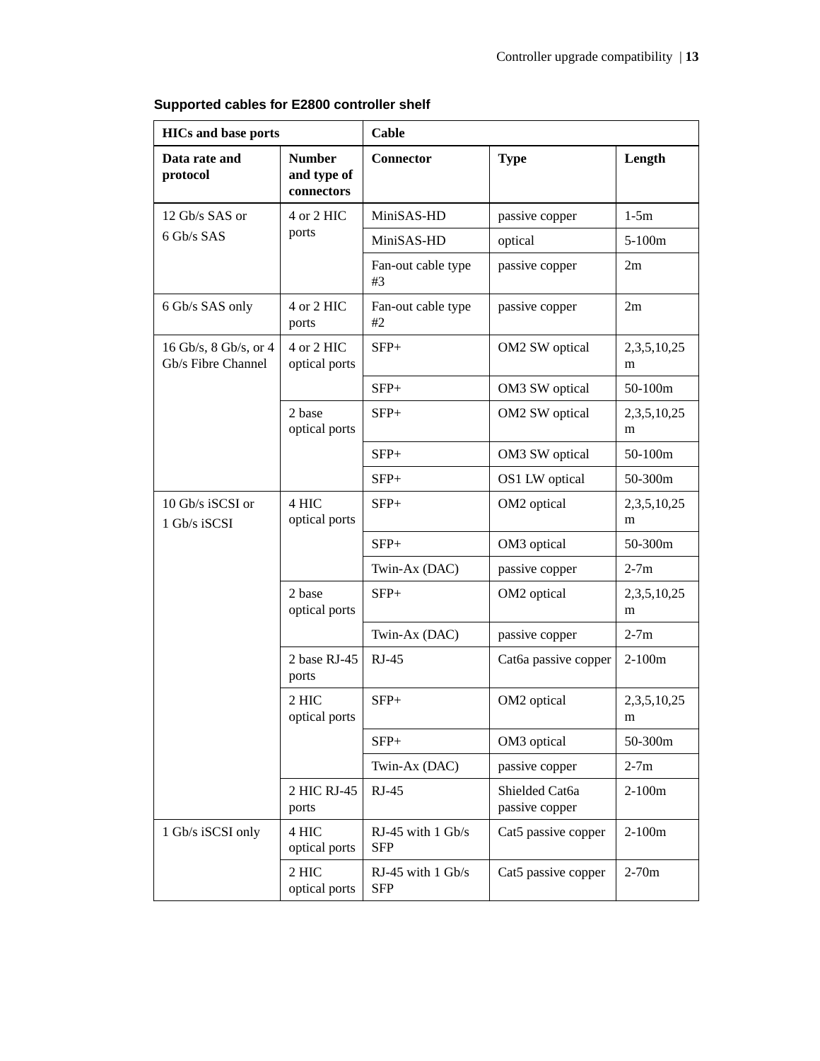**Supported cables for E2800 controller shelf**

| HICs and base ports | | Cable | | |
|---|---|---|---|---|
| **Data rate and protocol** | **Number and type of connectors** | **Connector** | **Type** | **Length** |
| 12 Gb/s SAS or 6 Gb/s SAS | 4 or 2 HIC ports | MiniSAS-HD | passive copper | 1-5m |
| | | MiniSAS-HD | optical | 5-100m |
| | | Fan-out cable type #3 | passive copper | 2m |
| 6 Gb/s SAS only | 4 or 2 HIC ports | Fan-out cable type #2 | passive copper | 2m |
| 16 Gb/s, 8 Gb/s, or 4 Gb/s Fibre Channel | 4 or 2 HIC optical ports | SFP+ | OM2 SW optical | 2,3,5,10,25 m |
| | | SFP+ | OM3 SW optical | 50-100m |
| | 2 base optical ports | SFP+ | OM2 SW optical | 2,3,5,10,25 m |
| | | SFP+ | OM3 SW optical | 50-100m |
| | | SFP+ | OS1 LW optical | 50-300m |
| 10 Gb/s iSCSI or 1 Gb/s iSCSI | 4 HIC optical ports | SFP+ | OM2 optical | 2,3,5,10,25 m |
| | | SFP+ | OM3 optical | 50-300m |
| | | Twin-Ax (DAC) | passive copper | 2-7m |
| | 2 base optical ports | SFP+ | OM2 optical | 2,3,5,10,25 m |
| | | Twin-Ax (DAC) | passive copper | 2-7m |
| | 2 base RJ-45 ports | RJ-45 | Cat6a passive copper | 2-100m |
| | 2 HIC optical ports | SFP+ | OM2 optical | 2,3,5,10,25 m |
| | | SFP+ | OM3 optical | 50-300m |
| | | Twin-Ax (DAC) | passive copper | 2-7m |
| | 2 HIC RJ-45 ports | RJ-45 | Shielded Cat6a passive copper | 2-100m |
| 1 Gb/s iSCSI only | 4 HIC optical ports | RJ-45 with 1 Gb/s SFP | Cat5 passive copper | 2-100m |
| | 2 HIC optical ports | RJ-45 with 1 Gb/s SFP | Cat5 passive copper | 2-70m |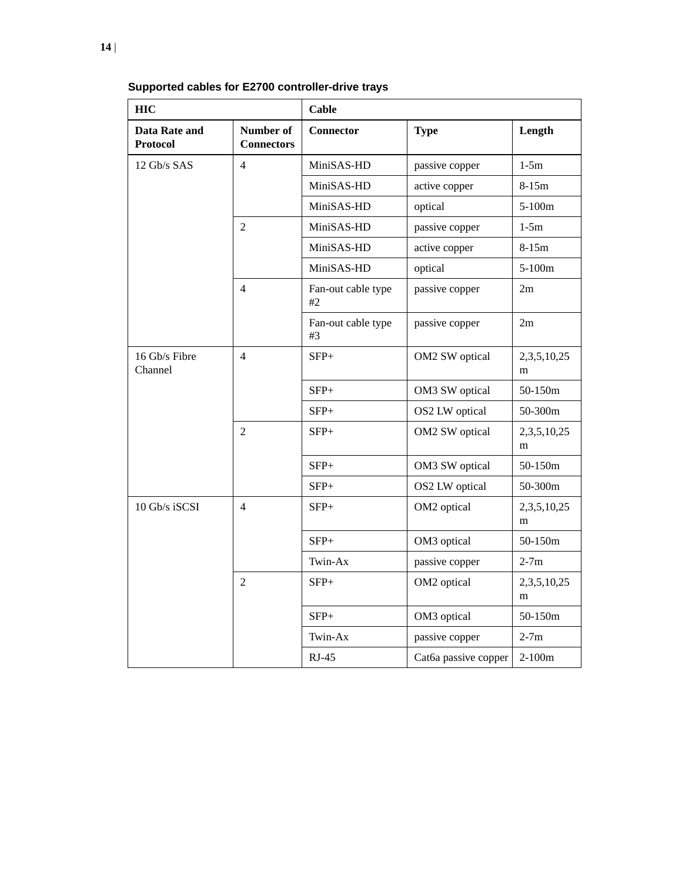**Supported cables for E2700 controller-drive trays**

| HIC | | Cable | | |
|---|---|---|---|---|
| **Data Rate and Protocol** | **Number of Connectors** | **Connector** | **Type** | **Length** |
| 12 Gb/s SAS | 4 | MiniSAS-HD | passive copper | 1-5m |
| | | MiniSAS-HD | active copper | 8-15m |
| | | MiniSAS-HD | optical | 5-100m |
| | 2 | MiniSAS-HD | passive copper | 1-5m |
| | | MiniSAS-HD | active copper | 8-15m |
| | | MiniSAS-HD | optical | 5-100m |
| | 4 | Fan-out cable type #2 | passive copper | 2m |
| | | Fan-out cable type #3 | passive copper | 2m |
| 16 Gb/s Fibre Channel | 4 | SFP+ | OM2 SW optical | 2,3,5,10,25m |
| | | SFP+ | OM3 SW optical | 50-150m |
| | | SFP+ | OS2 LW optical | 50-300m |
| | 2 | SFP+ | OM2 SW optical | 2,3,5,10,25m |
| | | SFP+ | OM3 SW optical | 50-150m |
| | | SFP+ | OS2 LW optical | 50-300m |
| 10 Gb/s iSCSI | 4 | SFP+ | OM2 optical | 2,3,5,10,25m |
| | | SFP+ | OM3 optical | 50-150m |
| | | Twin-Ax | passive copper | 2-7m |
| | 2 | SFP+ | OM2 optical | 2,3,5,10,25m |
| | | SFP+ | OM3 optical | 50-150m |
| | | Twin-Ax | passive copper | 2-7m |
| | | RJ-45 | Cat6a passive copper | 2-100m |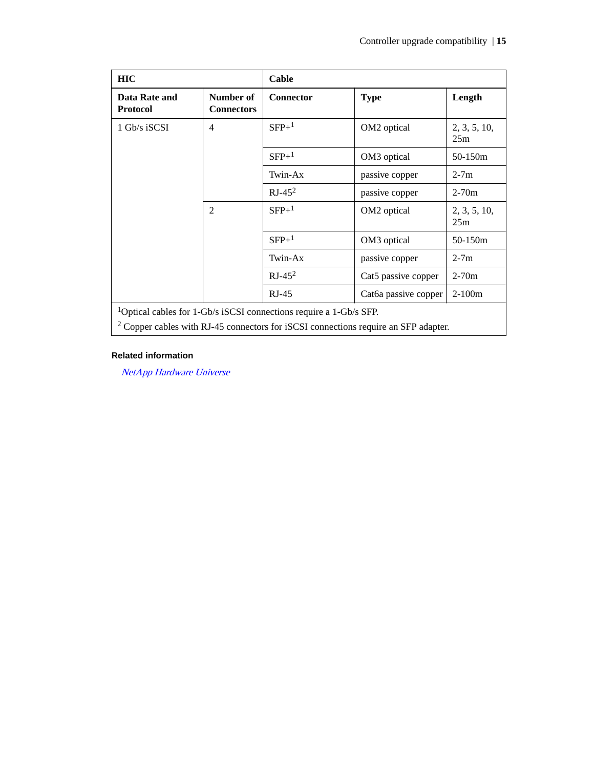| HIC | | Cable | | |
|---|---|---|---|---|
| **Data Rate and Protocol** | **Number of Connectors** | **Connector** | **Type** | **Length** |
| 1 Gb/s iSCSI | 4 | SFP+[1] | OM2 optical | 2, 3, 5, 10, 25m |
| | | SFP+[1] | OM3 optical | 50-150m |
| | | Twin-Ax | passive copper | 2-7m |
| | | RJ-45[2] | passive copper | 2-70m |
| | 2 | SFP+[1] | OM2 optical | 2, 3, 5, 10, 25m |
| | | SFP+[1] | OM3 optical | 50-150m |
| | | Twin-Ax | passive copper | 2-7m |
| | | RJ-45[2] | Cat5 passive copper | 2-70m |
| | | RJ-45 | Cat6a passive copper | 2-100m |

[1]Optical cables for 1-Gb/s iSCSI connections require a 1-Gb/s SFP.

[2] Copper cables with RJ-45 connectors for iSCSI connections require an SFP adapter.

**Related information**

*NetApp Hardware Universe*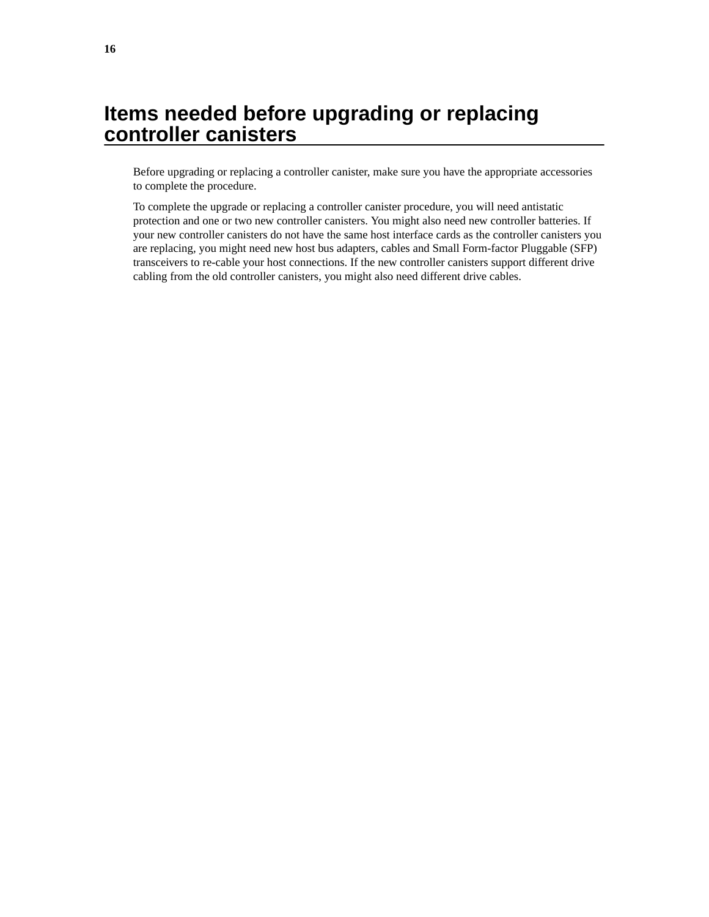# Items needed before upgrading or replacing controller canisters

Before upgrading or replacing a controller canister, make sure you have the appropriate accessories to complete the procedure.

To complete the upgrade or replacing a controller canister procedure, you will need antistatic protection and one or two new controller canisters. You might also need new controller batteries. If your new controller canisters do not have the same host interface cards as the controller canisters you are replacing, you might need new host bus adapters, cables and Small Form-factor Pluggable (SFP) transceivers to re-cable your host connections. If the new controller canisters support different drive cabling from the old controller canisters, you might also need different drive cables.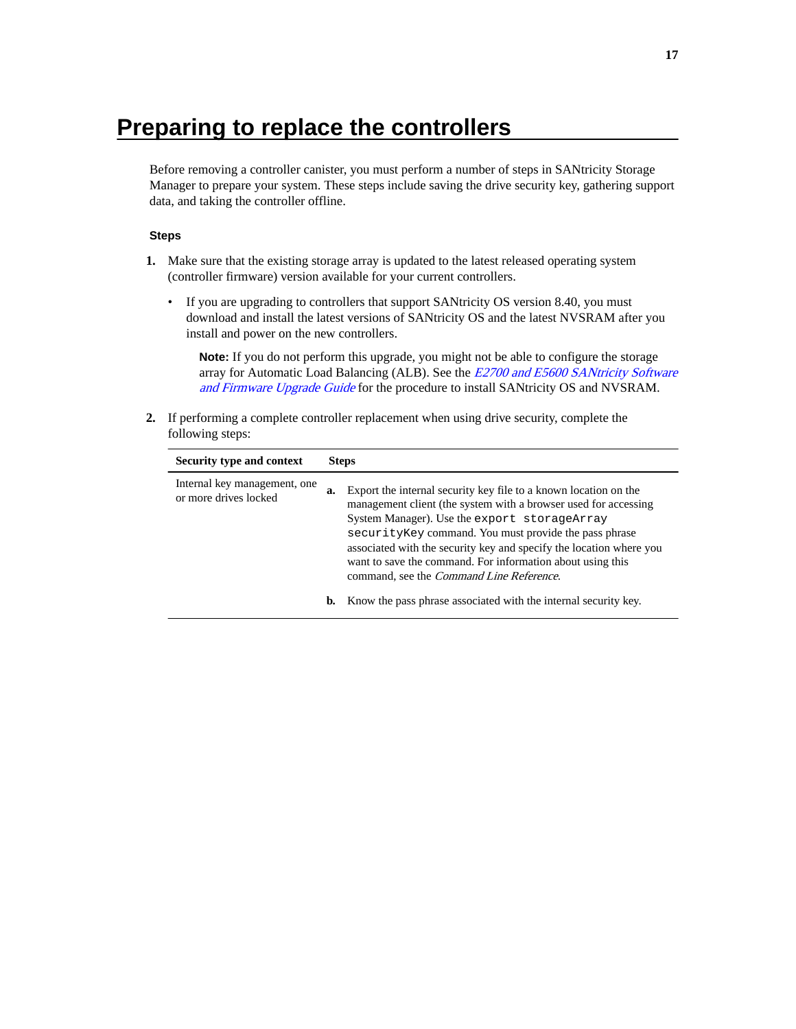# Preparing to replace the controllers

Before removing a controller canister, you must perform a number of steps in SANtricity Storage Manager to prepare your system. These steps include saving the drive security key, gathering support data, and taking the controller offline.

### Steps

1. Make sure that the existing storage array is updated to the latest released operating system (controller firmware) version available for your current controllers.

    - If you are upgrading to controllers that support SANtricity OS version 8.40, you must download and install the latest versions of SANtricity OS and the latest NVSRAM after you install and power on the new controllers.

        **Note:** If you do not perform this upgrade, you might not be able to configure the storage array for Automatic Load Balancing (ALB). See the *E2700 and E5600 SANtricity Software and Firmware Upgrade Guide* for the procedure to install SANtricity OS and NVSRAM.

2. If performing a complete controller replacement when using drive security, complete the following steps:

| Security type and context | Steps |
|---|---|
| Internal key management, one or more drives locked | **a.** Export the internal security key file to a known location on the management client (the system with a browser used for accessing System Manager). Use the `export storageArray securityKey` command. You must provide the pass phrase associated with the security key and specify the location where you want to save the command. For information about using this command, see the *Command Line Reference*.<br>**b.** Know the pass phrase associated with the internal security key. |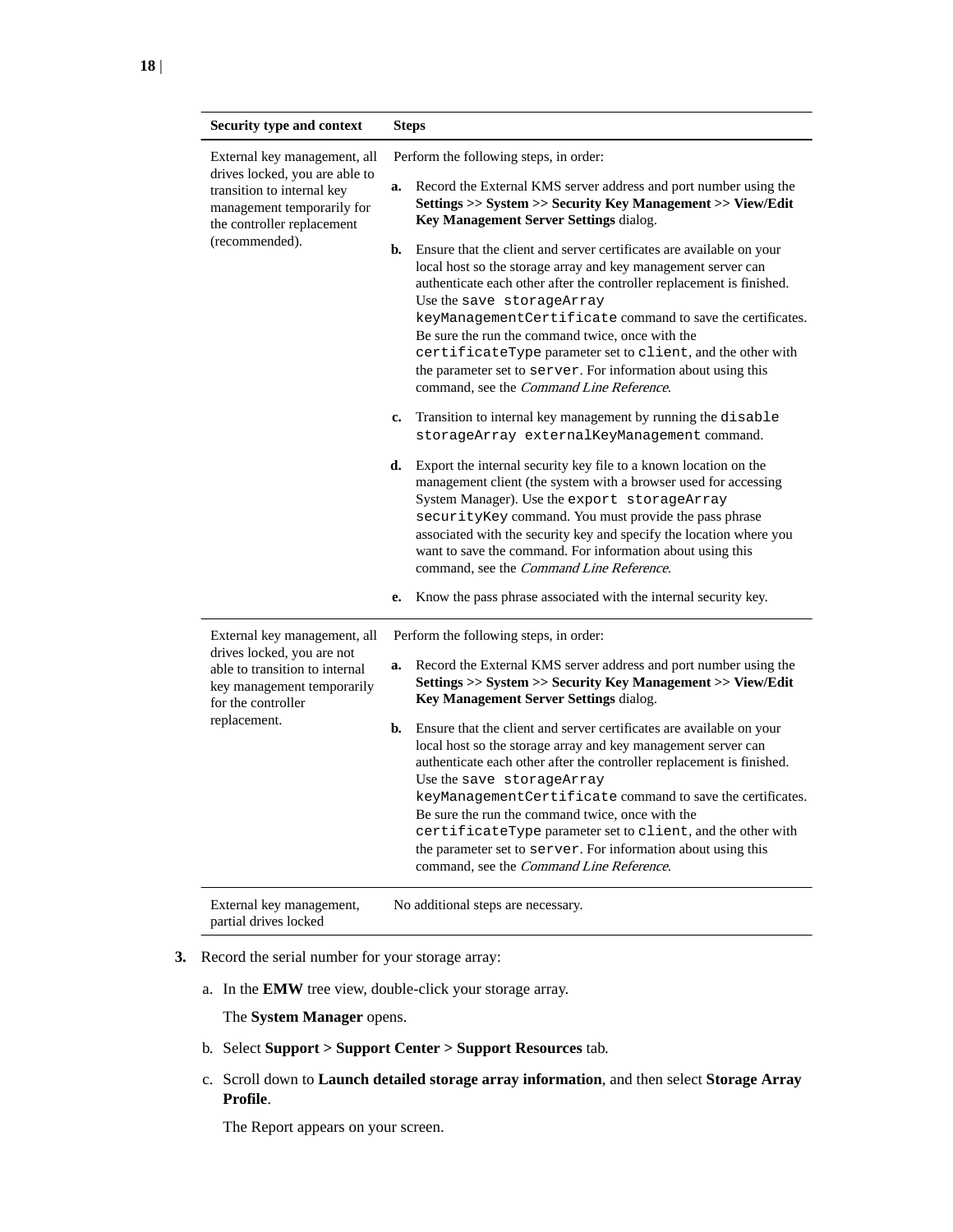| Security type and context | Steps |
|---|---|
| External key management, all drives locked, you are able to transition to internal key management temporarily for the controller replacement (recommended). | Perform the following steps, in order:<br>**a.** Record the External KMS server address and port number using the **Settings >> System >> Security Key Management >> View/Edit Key Management Server Settings** dialog.<br>**b.** Ensure that the client and server certificates are available on your local host so the storage array and key management server can authenticate each other after the controller replacement is finished. Use the `save storageArray keyManagementCertificate` command to save the certificates. Be sure the run the command twice, once with the `certificateType` parameter set to `client`, and the other with the parameter set to `server`. For information about using this command, see the *Command Line Reference*.<br>**c.** Transition to internal key management by running the `disable storageArray externalKeyManagement` command.<br>**d.** Export the internal security key file to a known location on the management client (the system with a browser used for accessing System Manager). Use the `export storageArray securityKey` command. You must provide the pass phrase associated with the security key and specify the location where you want to save the command. For information about using this command, see the *Command Line Reference*.<br>**e.** Know the pass phrase associated with the internal security key. |
| External key management, all drives locked, you are not able to transition to internal key management temporarily for the controller replacement. | Perform the following steps, in order:<br>**a.** Record the External KMS server address and port number using the **Settings >> System >> Security Key Management >> View/Edit Key Management Server Settings** dialog.<br>**b.** Ensure that the client and server certificates are available on your local host so the storage array and key management server can authenticate each other after the controller replacement is finished. Use the `save storageArray keyManagementCertificate` command to save the certificates. Be sure the run the command twice, once with the `certificateType` parameter set to `client`, and the other with the parameter set to `server`. For information about using this command, see the *Command Line Reference*. |
| External key management, partial drives locked | No additional steps are necessary. |

3. Record the serial number for your storage array:

   a. In the **EMW** tree view, double-click your storage array.

      The **System Manager** opens.

   b. Select **Support > Support Center > Support Resources** tab.

   c. Scroll down to **Launch detailed storage array information**, and then select **Storage Array Profile**.

      The Report appears on your screen.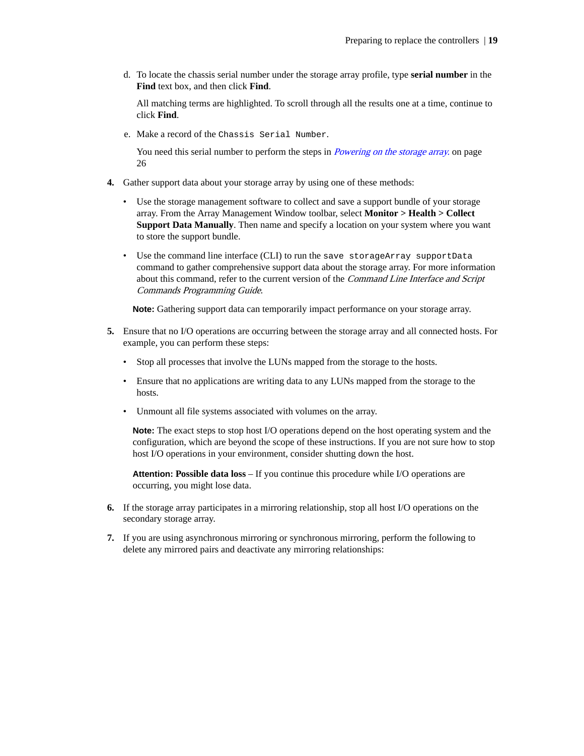d. To locate the chassis serial number under the storage array profile, type **serial number** in the **Find** text box, and then click **Find**.

      All matching terms are highlighted. To scroll through all the results one at a time, continue to click **Find**.

   e. Make a record of the `Chassis Serial Number`.

      You need this serial number to perform the steps in *Powering on the storage array.* on page 26

4. Gather support data about your storage array by using one of these methods:

   - Use the storage management software to collect and save a support bundle of your storage array. From the Array Management Window toolbar, select **Monitor > Health > Collect Support Data Manually**. Then name and specify a location on your system where you want to store the support bundle.
   - Use the command line interface (CLI) to run the `save storageArray supportData` command to gather comprehensive support data about the storage array. For more information about this command, refer to the current version of the *Command Line Interface and Script Commands Programming Guide*.

   **Note:** Gathering support data can temporarily impact performance on your storage array.

5. Ensure that no I/O operations are occurring between the storage array and all connected hosts. For example, you can perform these steps:

   - Stop all processes that involve the LUNs mapped from the storage to the hosts.
   - Ensure that no applications are writing data to any LUNs mapped from the storage to the hosts.
   - Unmount all file systems associated with volumes on the array.

   **Note:** The exact steps to stop host I/O operations depend on the host operating system and the configuration, which are beyond the scope of these instructions. If you are not sure how to stop host I/O operations in your environment, consider shutting down the host.

   **Attention: Possible data loss** – If you continue this procedure while I/O operations are occurring, you might lose data.

6. If the storage array participates in a mirroring relationship, stop all host I/O operations on the secondary storage array.

7. If you are using asynchronous mirroring or synchronous mirroring, perform the following to delete any mirrored pairs and deactivate any mirroring relationships: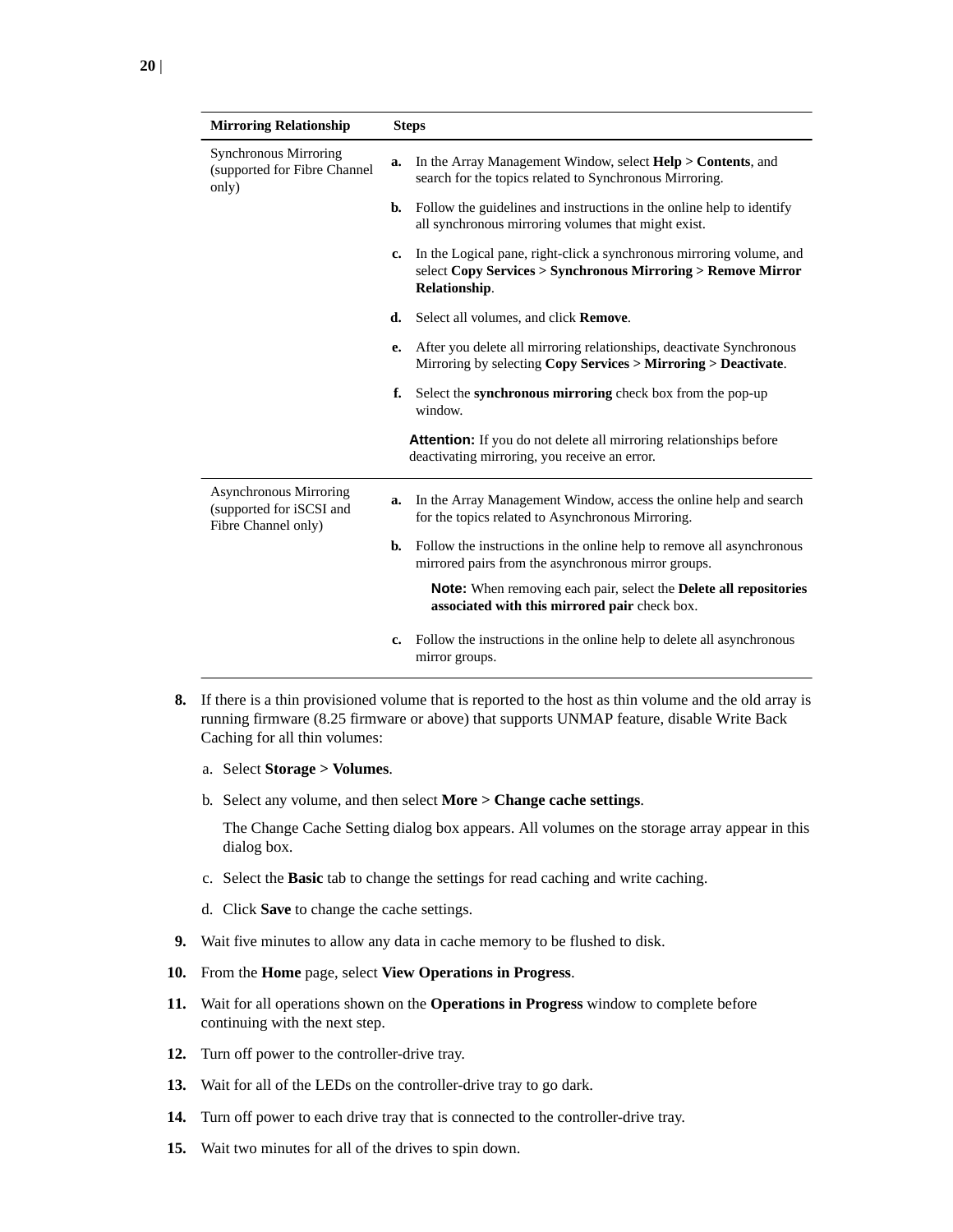| Mirroring Relationship | Steps |
|---|---|
| Synchronous Mirroring (supported for Fibre Channel only) | **a.** In the Array Management Window, select **Help > Contents**, and search for the topics related to Synchronous Mirroring.<br>**b.** Follow the guidelines and instructions in the online help to identify all synchronous mirroring volumes that might exist.<br>**c.** In the Logical pane, right-click a synchronous mirroring volume, and select **Copy Services > Synchronous Mirroring > Remove Mirror Relationship**.<br>**d.** Select all volumes, and click **Remove**.<br>**e.** After you delete all mirroring relationships, deactivate Synchronous Mirroring by selecting **Copy Services > Mirroring > Deactivate**.<br>**f.** Select the **synchronous mirroring** check box from the pop-up window.<br>**Attention:** If you do not delete all mirroring relationships before deactivating mirroring, you receive an error. |
| Asynchronous Mirroring (supported for iSCSI and Fibre Channel only) | **a.** In the Array Management Window, access the online help and search for the topics related to Asynchronous Mirroring.<br>**b.** Follow the instructions in the online help to remove all asynchronous mirrored pairs from the asynchronous mirror groups.<br>**Note:** When removing each pair, select the **Delete all repositories associated with this mirrored pair** check box.<br>**c.** Follow the instructions in the online help to delete all asynchronous mirror groups. |

8. If there is a thin provisioned volume that is reported to the host as thin volume and the old array is running firmware (8.25 firmware or above) that supports UNMAP feature, disable Write Back Caching for all thin volumes:

   a. Select **Storage > Volumes**.

   b. Select any volume, and then select **More > Change cache settings**.

      The Change Cache Setting dialog box appears. All volumes on the storage array appear in this dialog box.

   c. Select the **Basic** tab to change the settings for read caching and write caching.

   d. Click **Save** to change the cache settings.

9. Wait five minutes to allow any data in cache memory to be flushed to disk.
10. From the **Home** page, select **View Operations in Progress**.
11. Wait for all operations shown on the **Operations in Progress** window to complete before continuing with the next step.
12. Turn off power to the controller-drive tray.
13. Wait for all of the LEDs on the controller-drive tray to go dark.
14. Turn off power to each drive tray that is connected to the controller-drive tray.
15. Wait two minutes for all of the drives to spin down.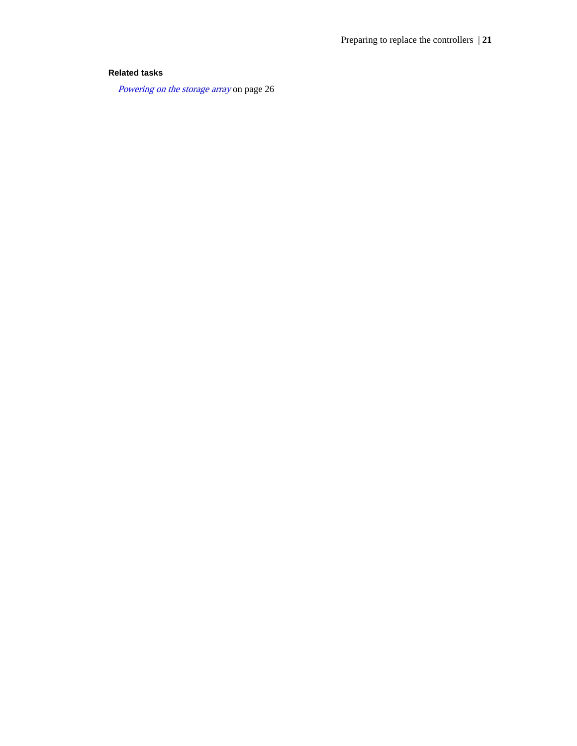**Related tasks**

*Powering on the storage array* on page 26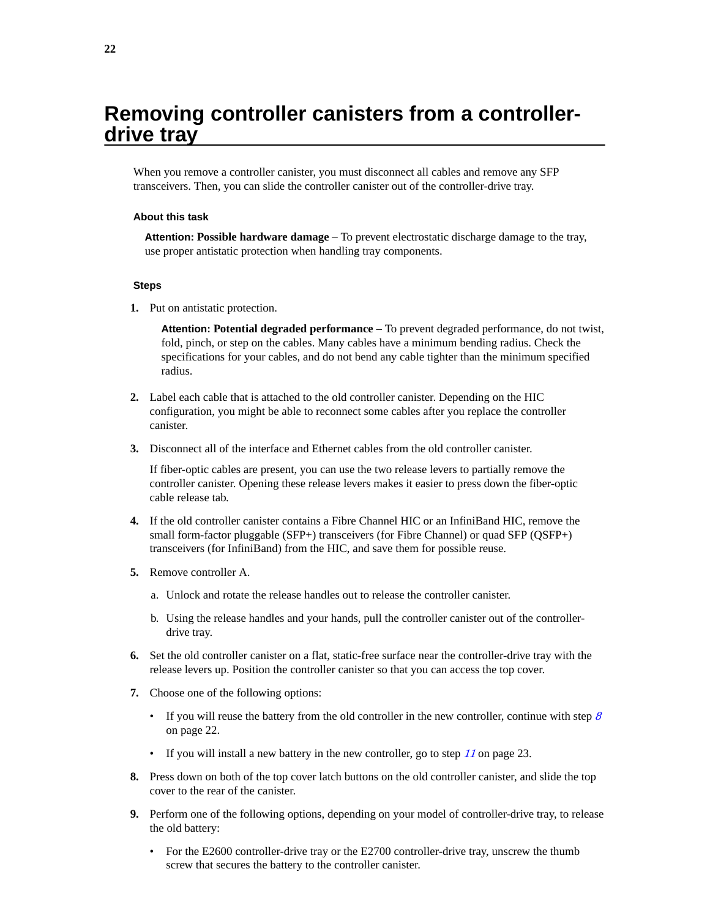# Removing controller canisters from a controller-drive tray

When you remove a controller canister, you must disconnect all cables and remove any SFP transceivers. Then, you can slide the controller canister out of the controller-drive tray.

### About this task

**Attention: Possible hardware damage** – To prevent electrostatic discharge damage to the tray, use proper antistatic protection when handling tray components.

### Steps

1. Put on antistatic protection.

   **Attention: Potential degraded performance** – To prevent degraded performance, do not twist, fold, pinch, or step on the cables. Many cables have a minimum bending radius. Check the specifications for your cables, and do not bend any cable tighter than the minimum specified radius.

2. Label each cable that is attached to the old controller canister. Depending on the HIC configuration, you might be able to reconnect some cables after you replace the controller canister.

3. Disconnect all of the interface and Ethernet cables from the old controller canister.

   If fiber-optic cables are present, you can use the two release levers to partially remove the controller canister. Opening these release levers makes it easier to press down the fiber-optic cable release tab.

4. If the old controller canister contains a Fibre Channel HIC or an InfiniBand HIC, remove the small form-factor pluggable (SFP+) transceivers (for Fibre Channel) or quad SFP (QSFP+) transceivers (for InfiniBand) from the HIC, and save them for possible reuse.

5. Remove controller A.

   a. Unlock and rotate the release handles out to release the controller canister.

   b. Using the release handles and your hands, pull the controller canister out of the controller-drive tray.

6. Set the old controller canister on a flat, static-free surface near the controller-drive tray with the release levers up. Position the controller canister so that you can access the top cover.

7. Choose one of the following options:

   - If you will reuse the battery from the old controller in the new controller, continue with step *8* on page 22.
   - If you will install a new battery in the new controller, go to step *11* on page 23.

8. Press down on both of the top cover latch buttons on the old controller canister, and slide the top cover to the rear of the canister.

9. Perform one of the following options, depending on your model of controller-drive tray, to release the old battery:

   - For the E2600 controller-drive tray or the E2700 controller-drive tray, unscrew the thumb screw that secures the battery to the controller canister.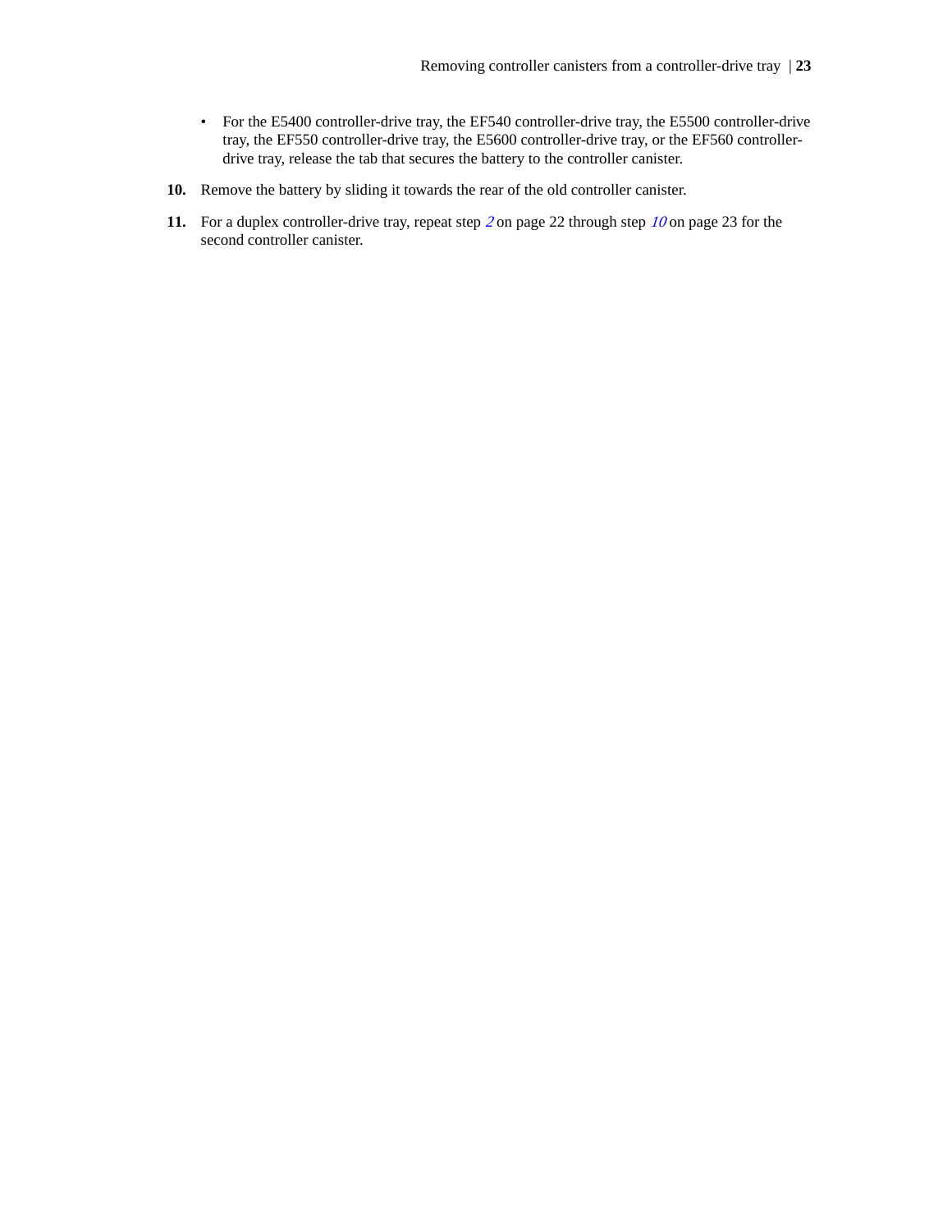- For the E5400 controller-drive tray, the EF540 controller-drive tray, the E5500 controller-drive tray, the EF550 controller-drive tray, the E5600 controller-drive tray, or the EF560 controller-drive tray, release the tab that secures the battery to the controller canister.

10. Remove the battery by sliding it towards the rear of the old controller canister.

11. For a duplex controller-drive tray, repeat step *2* on page 22 through step *10* on page 23 for the second controller canister.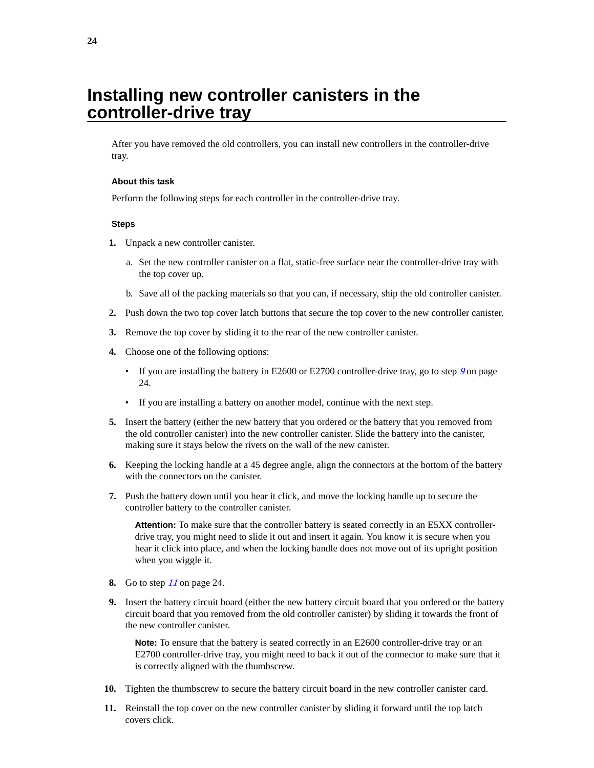# Installing new controller canisters in the controller-drive tray

After you have removed the old controllers, you can install new controllers in the controller-drive tray.

### About this task

Perform the following steps for each controller in the controller-drive tray.

### Steps

1. Unpack a new controller canister.
   a. Set the new controller canister on a flat, static-free surface near the controller-drive tray with the top cover up.
   b. Save all of the packing materials so that you can, if necessary, ship the old controller canister.
2. Push down the two top cover latch buttons that secure the top cover to the new controller canister.
3. Remove the top cover by sliding it to the rear of the new controller canister.
4. Choose one of the following options:
   - If you are installing the battery in E2600 or E2700 controller-drive tray, go to step *9* on page 24.
   - If you are installing a battery on another model, continue with the next step.
5. Insert the battery (either the new battery that you ordered or the battery that you removed from the old controller canister) into the new controller canister. Slide the battery into the canister, making sure it stays below the rivets on the wall of the new canister.
6. Keeping the locking handle at a 45 degree angle, align the connectors at the bottom of the battery with the connectors on the canister.
7. Push the battery down until you hear it click, and move the locking handle up to secure the controller battery to the controller canister.

   **Attention:** To make sure that the controller battery is seated correctly in an E5XX controller-drive tray, you might need to slide it out and insert it again. You know it is secure when you hear it click into place, and when the locking handle does not move out of its upright position when you wiggle it.

8. Go to step *11* on page 24.
9. Insert the battery circuit board (either the new battery circuit board that you ordered or the battery circuit board that you removed from the old controller canister) by sliding it towards the front of the new controller canister.

   **Note:** To ensure that the battery is seated correctly in an E2600 controller-drive tray or an E2700 controller-drive tray, you might need to back it out of the connector to make sure that it is correctly aligned with the thumbscrew.

10. Tighten the thumbscrew to secure the battery circuit board in the new controller canister card.
11. Reinstall the top cover on the new controller canister by sliding it forward until the top latch covers click.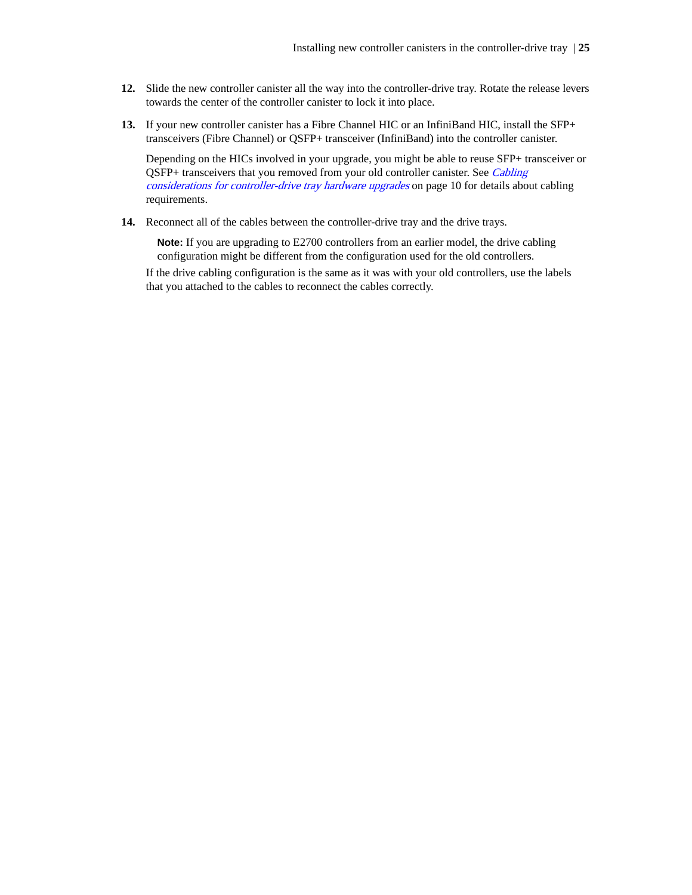12. Slide the new controller canister all the way into the controller-drive tray. Rotate the release levers towards the center of the controller canister to lock it into place.

13. If your new controller canister has a Fibre Channel HIC or an InfiniBand HIC, install the SFP+ transceivers (Fibre Channel) or QSFP+ transceiver (InfiniBand) into the controller canister.

    Depending on the HICs involved in your upgrade, you might be able to reuse SFP+ transceiver or QSFP+ transceivers that you removed from your old controller canister. See *Cabling considerations for controller-drive tray hardware upgrades* on page 10 for details about cabling requirements.

14. Reconnect all of the cables between the controller-drive tray and the drive trays.

    **Note:** If you are upgrading to E2700 controllers from an earlier model, the drive cabling configuration might be different from the configuration used for the old controllers.

    If the drive cabling configuration is the same as it was with your old controllers, use the labels that you attached to the cables to reconnect the cables correctly.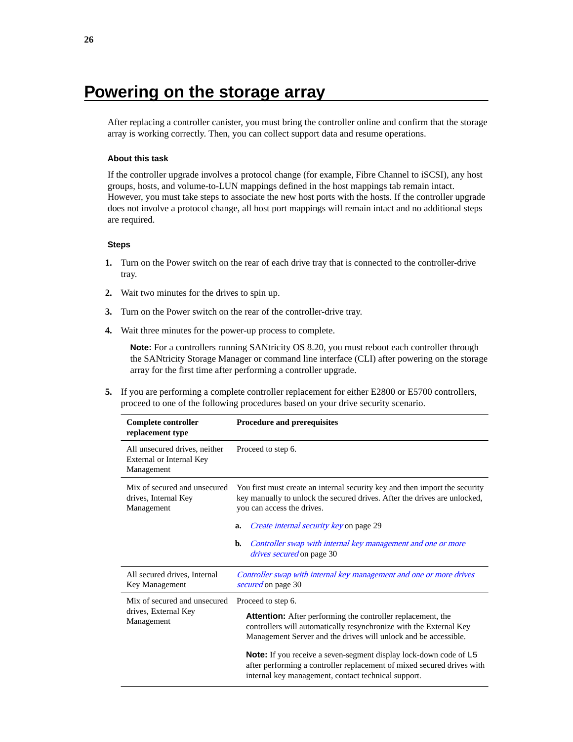# Powering on the storage array

After replacing a controller canister, you must bring the controller online and confirm that the storage array is working correctly. Then, you can collect support data and resume operations.

### About this task

If the controller upgrade involves a protocol change (for example, Fibre Channel to iSCSI), any host groups, hosts, and volume-to-LUN mappings defined in the host mappings tab remain intact. However, you must take steps to associate the new host ports with the hosts. If the controller upgrade does not involve a protocol change, all host port mappings will remain intact and no additional steps are required.

### Steps

1. Turn on the Power switch on the rear of each drive tray that is connected to the controller-drive tray.
2. Wait two minutes for the drives to spin up.
3. Turn on the Power switch on the rear of the controller-drive tray.
4. Wait three minutes for the power-up process to complete.

   **Note:** For a controllers running SANtricity OS 8.20, you must reboot each controller through the SANtricity Storage Manager or command line interface (CLI) after powering on the storage array for the first time after performing a controller upgrade.

5. If you are performing a complete controller replacement for either E2800 or E5700 controllers, proceed to one of the following procedures based on your drive security scenario.

| Complete controller replacement type | Procedure and prerequisites |
|---|---|
| All unsecured drives, neither External or Internal Key Management | Proceed to step 6. |
| Mix of secured and unsecured drives, Internal Key Management | You first must create an internal security key and then import the security key manually to unlock the secured drives. After the drives are unlocked, you can access the drives.<br>**a.** *Create internal security key* on page 29<br>**b.** *Controller swap with internal key management and one or more drives secured* on page 30 |
| All secured drives, Internal Key Management | *Controller swap with internal key management and one or more drives secured* on page 30 |
| Mix of secured and unsecured drives, External Key Management | Proceed to step 6.<br>**Attention:** After performing the controller replacement, the controllers will automatically resynchronize with the External Key Management Server and the drives will unlock and be accessible.<br>**Note:** If you receive a seven-segment display lock-down code of L5 after performing a controller replacement of mixed secured drives with internal key management, contact technical support. |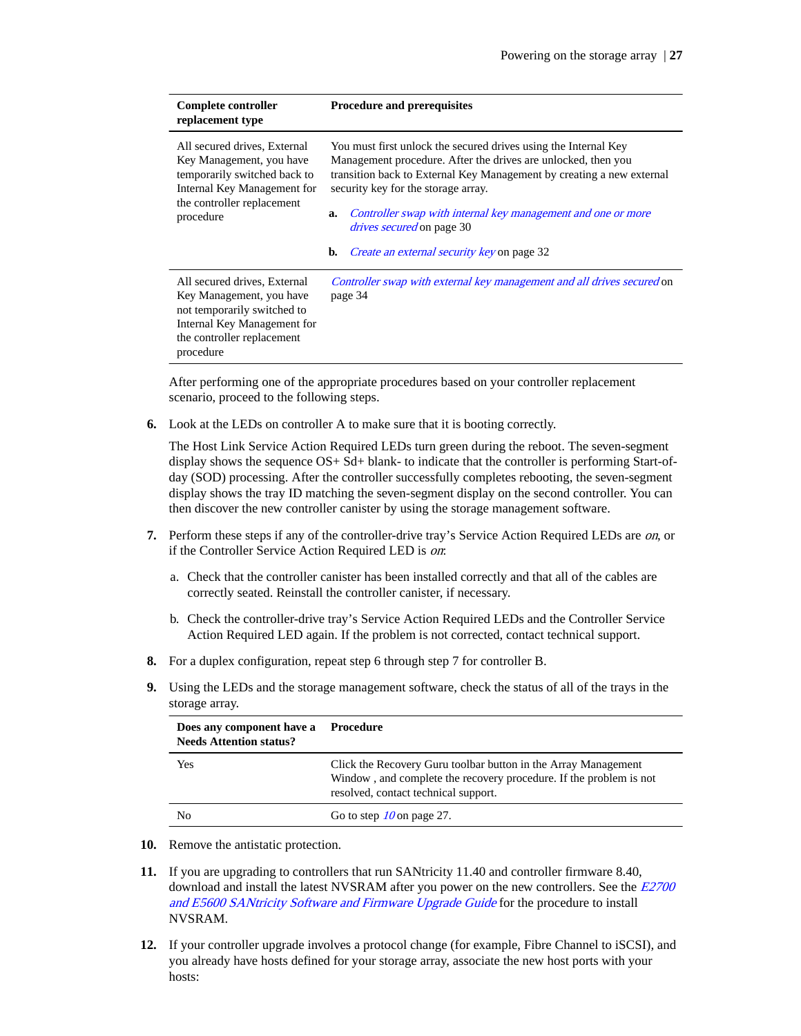| Complete controller replacement type | Procedure and prerequisites |
|---|---|
| All secured drives, External Key Management, you have temporarily switched back to Internal Key Management for the controller replacement procedure | You must first unlock the secured drives using the Internal Key Management procedure. After the drives are unlocked, then you transition back to External Key Management by creating a new external security key for the storage array.<br>**a.** *Controller swap with internal key management and one or more drives secured* on page 30<br>**b.** *Create an external security key* on page 32 |
| All secured drives, External Key Management, you have not temporarily switched to Internal Key Management for the controller replacement procedure | *Controller swap with external key management and all drives secured* on page 34 |

After performing one of the appropriate procedures based on your controller replacement scenario, proceed to the following steps.

6. Look at the LEDs on controller A to make sure that it is booting correctly.

   The Host Link Service Action Required LEDs turn green during the reboot. The seven-segment display shows the sequence OS+ Sd+ blank- to indicate that the controller is performing Start-of-day (SOD) processing. After the controller successfully completes rebooting, the seven-segment display shows the tray ID matching the seven-segment display on the second controller. You can then discover the new controller canister by using the storage management software.

7. Perform these steps if any of the controller-drive tray's Service Action Required LEDs are *on*, or if the Controller Service Action Required LED is *on*:

   a. Check that the controller canister has been installed correctly and that all of the cables are correctly seated. Reinstall the controller canister, if necessary.

   b. Check the controller-drive tray's Service Action Required LEDs and the Controller Service Action Required LED again. If the problem is not corrected, contact technical support.

8. For a duplex configuration, repeat step 6 through step 7 for controller B.

9. Using the LEDs and the storage management software, check the status of all of the trays in the storage array.

| Does any component have a Needs Attention status? | Procedure |
|---|---|
| Yes | Click the Recovery Guru toolbar button in the Array Management Window , and complete the recovery procedure. If the problem is not resolved, contact technical support. |
| No | Go to step *10* on page 27. |

10. Remove the antistatic protection.

11. If you are upgrading to controllers that run SANtricity 11.40 and controller firmware 8.40, download and install the latest NVSRAM after you power on the new controllers. See the *E2700 and E5600 SANtricity Software and Firmware Upgrade Guide* for the procedure to install NVSRAM.

12. If your controller upgrade involves a protocol change (for example, Fibre Channel to iSCSI), and you already have hosts defined for your storage array, associate the new host ports with your hosts: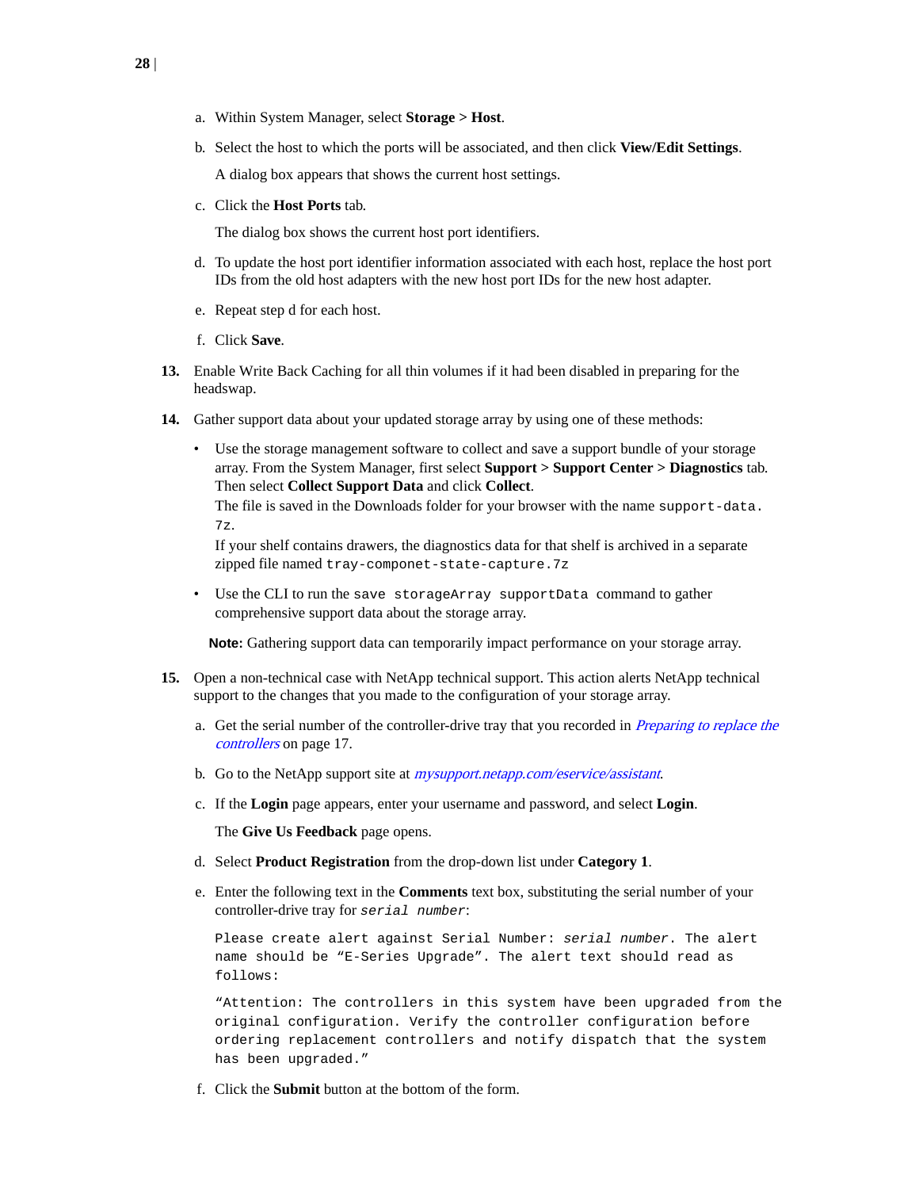a. Within System Manager, select **Storage > Host**.

b. Select the host to which the ports will be associated, and then click **View/Edit Settings**.

   A dialog box appears that shows the current host settings.

c. Click the **Host Ports** tab.

   The dialog box shows the current host port identifiers.

d. To update the host port identifier information associated with each host, replace the host port IDs from the old host adapters with the new host port IDs for the new host adapter.

e. Repeat step d for each host.

f. Click **Save**.

**13.** Enable Write Back Caching for all thin volumes if it had been disabled in preparing for the headswap.

**14.** Gather support data about your updated storage array by using one of these methods:

- Use the storage management software to collect and save a support bundle of your storage array. From the System Manager, first select **Support > Support Center > Diagnostics** tab. Then select **Collect Support Data** and click **Collect**.
  The file is saved in the Downloads folder for your browser with the name `support-data.7z`.
  If your shelf contains drawers, the diagnostics data for that shelf is archived in a separate zipped file named `tray-componet-state-capture.7z`
- Use the CLI to run the `save storageArray supportData` command to gather comprehensive support data about the storage array.

**Note:** Gathering support data can temporarily impact performance on your storage array.

**15.** Open a non-technical case with NetApp technical support. This action alerts NetApp technical support to the changes that you made to the configuration of your storage array.

a. Get the serial number of the controller-drive tray that you recorded in *Preparing to replace the controllers* on page 17.

b. Go to the NetApp support site at *mysupport.netapp.com/eservice/assistant*.

c. If the **Login** page appears, enter your username and password, and select **Login**.

   The **Give Us Feedback** page opens.

d. Select **Product Registration** from the drop-down list under **Category 1**.

e. Enter the following text in the **Comments** text box, substituting the serial number of your controller-drive tray for *`serial number`*:

   `Please create alert against Serial Number: serial number. The alert name should be "E-Series Upgrade". The alert text should read as follows:`

   `"Attention: The controllers in this system have been upgraded from the original configuration. Verify the controller configuration before ordering replacement controllers and notify dispatch that the system has been upgraded."`

f. Click the **Submit** button at the bottom of the form.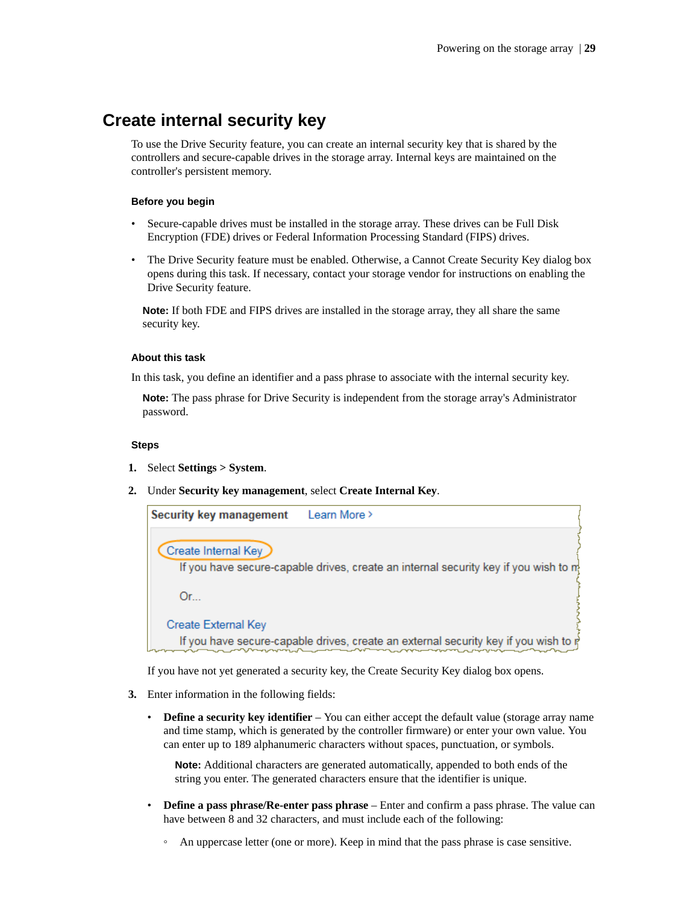## Create internal security key

To use the Drive Security feature, you can create an internal security key that is shared by the controllers and secure-capable drives in the storage array. Internal keys are maintained on the controller's persistent memory.

### Before you begin

- Secure-capable drives must be installed in the storage array. These drives can be Full Disk Encryption (FDE) drives or Federal Information Processing Standard (FIPS) drives.
- The Drive Security feature must be enabled. Otherwise, a Cannot Create Security Key dialog box opens during this task. If necessary, contact your storage vendor for instructions on enabling the Drive Security feature.

**Note:** If both FDE and FIPS drives are installed in the storage array, they all share the same security key.

### About this task

In this task, you define an identifier and a pass phrase to associate with the internal security key.

**Note:** The pass phrase for Drive Security is independent from the storage array's Administrator password.

### Steps

1. Select **Settings > System**.
2. Under **Security key management**, select **Create Internal Key**.

   Security key management    Learn More >

   Create Internal Key
   If you have secure-capable drives, create an internal security key if you wish to m

   Or...

   Create External Key
   If you have secure-capable drives, create an external security key if you wish to r

   If you have not yet generated a security key, the Create Security Key dialog box opens.
3. Enter information in the following fields:
   - **Define a security key identifier** – You can either accept the default value (storage array name and time stamp, which is generated by the controller firmware) or enter your own value. You can enter up to 189 alphanumeric characters without spaces, punctuation, or symbols.

     **Note:** Additional characters are generated automatically, appended to both ends of the string you enter. The generated characters ensure that the identifier is unique.
   - **Define a pass phrase/Re-enter pass phrase** – Enter and confirm a pass phrase. The value can have between 8 and 32 characters, and must include each of the following:
     - An uppercase letter (one or more). Keep in mind that the pass phrase is case sensitive.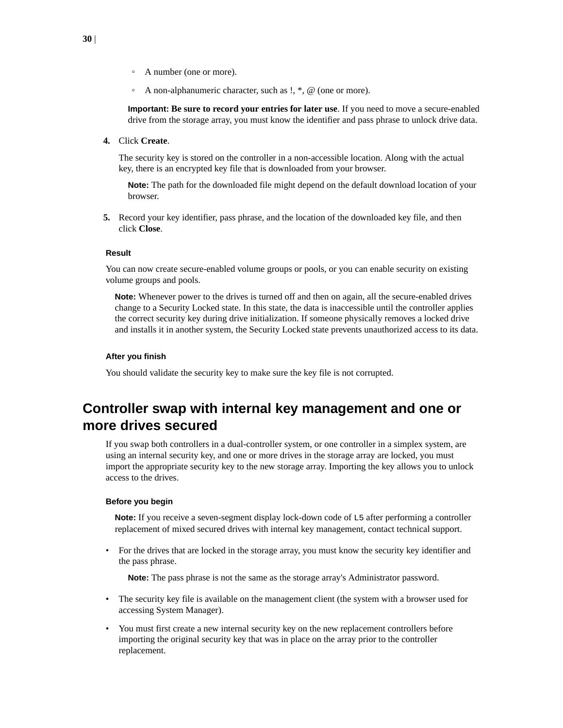- A number (one or more).
- A non-alphanumeric character, such as !, *, @ (one or more).

**Important: Be sure to record your entries for later use**. If you need to move a secure-enabled drive from the storage array, you must know the identifier and pass phrase to unlock drive data.

4. Click **Create**.

   The security key is stored on the controller in a non-accessible location. Along with the actual key, there is an encrypted key file that is downloaded from your browser.

   **Note:** The path for the downloaded file might depend on the default download location of your browser.

5. Record your key identifier, pass phrase, and the location of the downloaded key file, and then click **Close**.

#### Result

You can now create secure-enabled volume groups or pools, or you can enable security on existing volume groups and pools.

**Note:** Whenever power to the drives is turned off and then on again, all the secure-enabled drives change to a Security Locked state. In this state, the data is inaccessible until the controller applies the correct security key during drive initialization. If someone physically removes a locked drive and installs it in another system, the Security Locked state prevents unauthorized access to its data.

#### After you finish

You should validate the security key to make sure the key file is not corrupted.

## Controller swap with internal key management and one or more drives secured

If you swap both controllers in a dual-controller system, or one controller in a simplex system, are using an internal security key, and one or more drives in the storage array are locked, you must import the appropriate security key to the new storage array. Importing the key allows you to unlock access to the drives.

#### Before you begin

**Note:** If you receive a seven-segment display lock-down code of `L5` after performing a controller replacement of mixed secured drives with internal key management, contact technical support.

- For the drives that are locked in the storage array, you must know the security key identifier and the pass phrase.

  **Note:** The pass phrase is not the same as the storage array's Administrator password.

- The security key file is available on the management client (the system with a browser used for accessing System Manager).
- You must first create a new internal security key on the new replacement controllers before importing the original security key that was in place on the array prior to the controller replacement.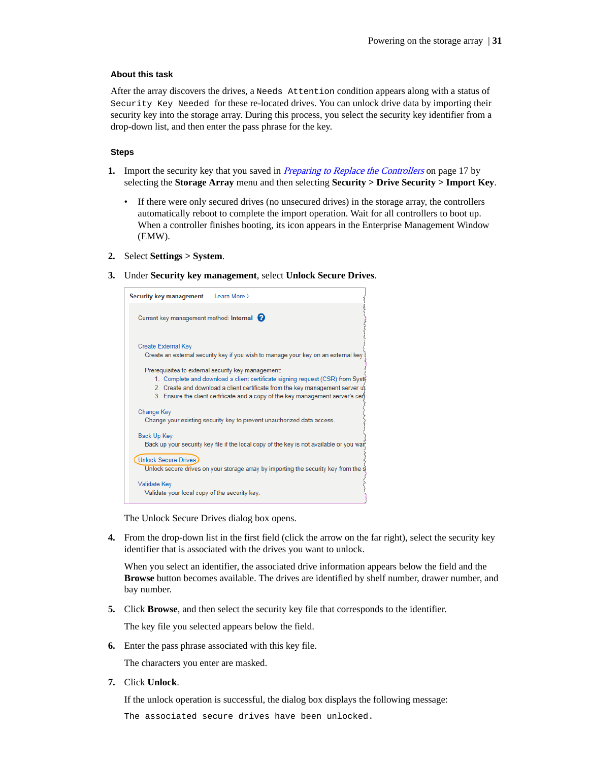### About this task

After the array discovers the drives, a `Needs Attention` condition appears along with a status of `Security Key Needed` for these re-located drives. You can unlock drive data by importing their security key into the storage array. During this process, you select the security key identifier from a drop-down list, and then enter the pass phrase for the key.

### Steps

1. Import the security key that you saved in *Preparing to Replace the Controllers* on page 17 by selecting the **Storage Array** menu and then selecting **Security > Drive Security > Import Key**.
   - If there were only secured drives (no unsecured drives) in the storage array, the controllers automatically reboot to complete the import operation. Wait for all controllers to boot up. When a controller finishes booting, its icon appears in the Enterprise Management Window (EMW).
2. Select **Settings > System**.
3. Under **Security key management**, select **Unlock Secure Drives**.

   The Unlock Secure Drives dialog box opens.
4. From the drop-down list in the first field (click the arrow on the far right), select the security key identifier that is associated with the drives you want to unlock.

   When you select an identifier, the associated drive information appears below the field and the **Browse** button becomes available. The drives are identified by shelf number, drawer number, and bay number.
5. Click **Browse**, and then select the security key file that corresponds to the identifier.

   The key file you selected appears below the field.
6. Enter the pass phrase associated with this key file.

   The characters you enter are masked.
7. Click **Unlock**.

   If the unlock operation is successful, the dialog box displays the following message:

   ```
   The associated secure drives have been unlocked.
   ```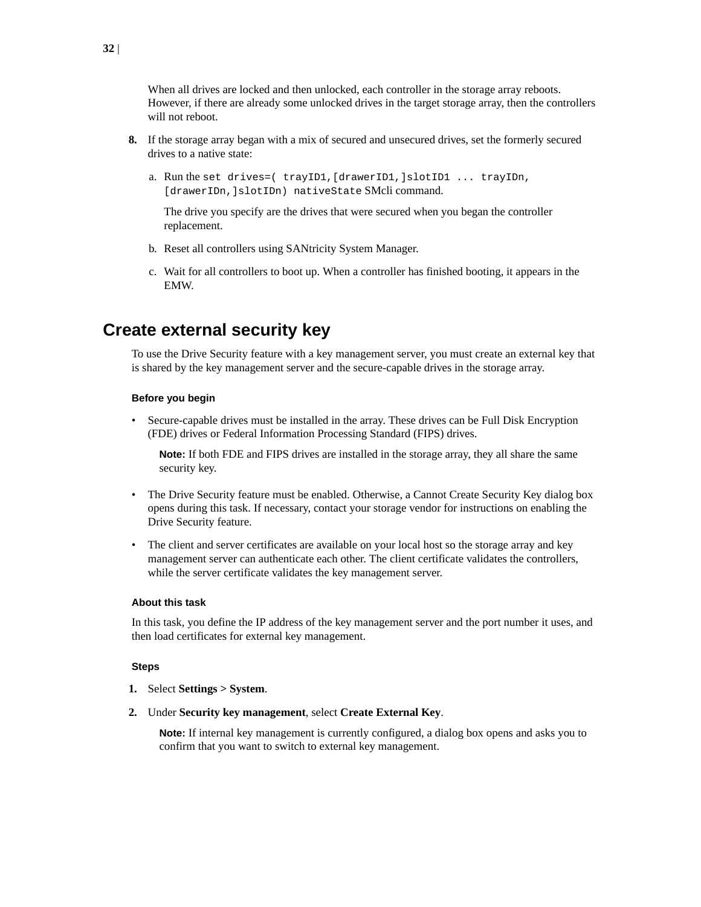When all drives are locked and then unlocked, each controller in the storage array reboots. However, if there are already some unlocked drives in the target storage array, then the controllers will not reboot.

8. If the storage array began with a mix of secured and unsecured drives, set the formerly secured drives to a native state:

    a. Run the `set drives=( trayID1,[drawerID1,]slotID1 ... trayIDn, [drawerIDn,]slotIDn) nativeState` SMcli command.

       The drive you specify are the drives that were secured when you began the controller replacement.

    b. Reset all controllers using SANtricity System Manager.

    c. Wait for all controllers to boot up. When a controller has finished booting, it appears in the EMW.

## Create external security key

To use the Drive Security feature with a key management server, you must create an external key that is shared by the key management server and the secure-capable drives in the storage array.

#### Before you begin

- Secure-capable drives must be installed in the array. These drives can be Full Disk Encryption (FDE) drives or Federal Information Processing Standard (FIPS) drives.

  **Note:** If both FDE and FIPS drives are installed in the storage array, they all share the same security key.

- The Drive Security feature must be enabled. Otherwise, a Cannot Create Security Key dialog box opens during this task. If necessary, contact your storage vendor for instructions on enabling the Drive Security feature.
- The client and server certificates are available on your local host so the storage array and key management server can authenticate each other. The client certificate validates the controllers, while the server certificate validates the key management server.

#### About this task

In this task, you define the IP address of the key management server and the port number it uses, and then load certificates for external key management.

#### Steps

1. Select **Settings > System**.
2. Under **Security key management**, select **Create External Key**.

   **Note:** If internal key management is currently configured, a dialog box opens and asks you to confirm that you want to switch to external key management.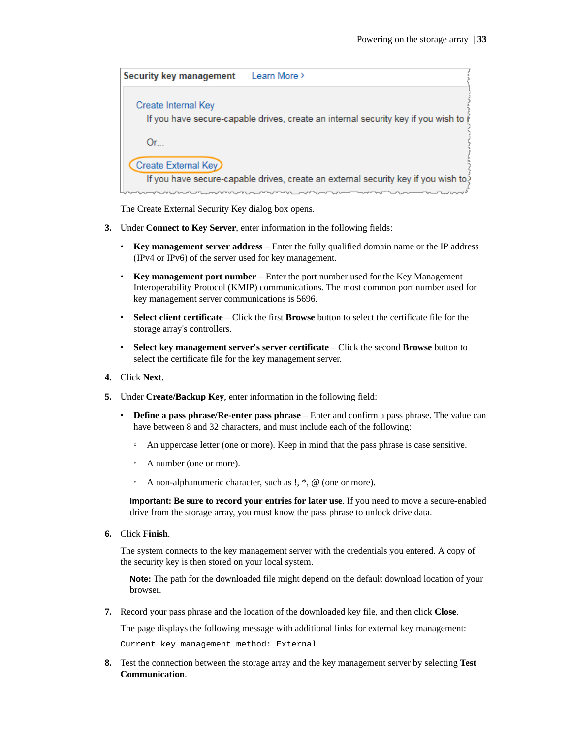The Create External Security Key dialog box opens.

3. Under **Connect to Key Server**, enter information in the following fields:

   - **Key management server address** – Enter the fully qualified domain name or the IP address (IPv4 or IPv6) of the server used for key management.
   - **Key management port number** – Enter the port number used for the Key Management Interoperability Protocol (KMIP) communications. The most common port number used for key management server communications is 5696.
   - **Select client certificate** – Click the first **Browse** button to select the certificate file for the storage array's controllers.
   - **Select key management server's server certificate** – Click the second **Browse** button to select the certificate file for the key management server.

4. Click **Next**.

5. Under **Create/Backup Key**, enter information in the following field:

   - **Define a pass phrase/Re-enter pass phrase** – Enter and confirm a pass phrase. The value can have between 8 and 32 characters, and must include each of the following:
     - An uppercase letter (one or more). Keep in mind that the pass phrase is case sensitive.
     - A number (one or more).
     - A non-alphanumeric character, such as !, *, @ (one or more).

   **Important: Be sure to record your entries for later use**. If you need to move a secure-enabled drive from the storage array, you must know the pass phrase to unlock drive data.

6. Click **Finish**.

   The system connects to the key management server with the credentials you entered. A copy of the security key is then stored on your local system.

   **Note:** The path for the downloaded file might depend on the default download location of your browser.

7. Record your pass phrase and the location of the downloaded key file, and then click **Close**.

   The page displays the following message with additional links for external key management:

   ```
   Current key management method: External
   ```

8. Test the connection between the storage array and the key management server by selecting **Test Communication**.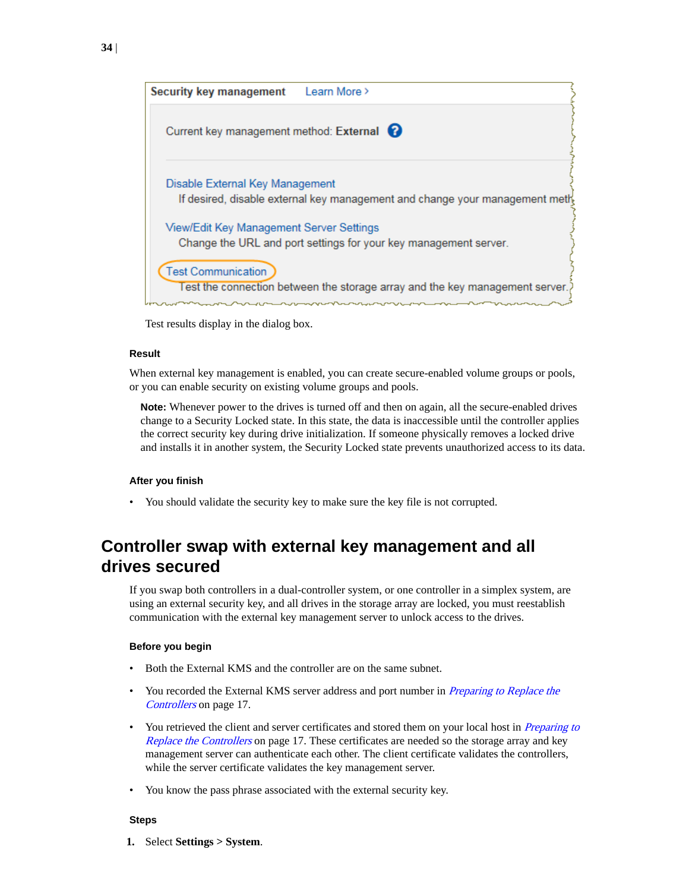Security key management    Learn More >

Current key management method: **External**

Disable External Key Management
If desired, disable external key management and change your management meth

View/Edit Key Management Server Settings
Change the URL and port settings for your key management server.

Test Communication
Test the connection between the storage array and the key management server.

Test results display in the dialog box.

#### Result

When external key management is enabled, you can create secure-enabled volume groups or pools, or you can enable security on existing volume groups and pools.

> **Note:** Whenever power to the drives is turned off and then on again, all the secure-enabled drives change to a Security Locked state. In this state, the data is inaccessible until the controller applies the correct security key during drive initialization. If someone physically removes a locked drive and installs it in another system, the Security Locked state prevents unauthorized access to its data.

#### After you finish

- You should validate the security key to make sure the key file is not corrupted.

## Controller swap with external key management and all drives secured

If you swap both controllers in a dual-controller system, or one controller in a simplex system, are using an external security key, and all drives in the storage array are locked, you must reestablish communication with the external key management server to unlock access to the drives.

#### Before you begin

- Both the External KMS and the controller are on the same subnet.
- You recorded the External KMS server address and port number in *Preparing to Replace the Controllers* on page 17.
- You retrieved the client and server certificates and stored them on your local host in *Preparing to Replace the Controllers* on page 17. These certificates are needed so the storage array and key management server can authenticate each other. The client certificate validates the controllers, while the server certificate validates the key management server.
- You know the pass phrase associated with the external security key.

#### Steps

1. Select **Settings > System**.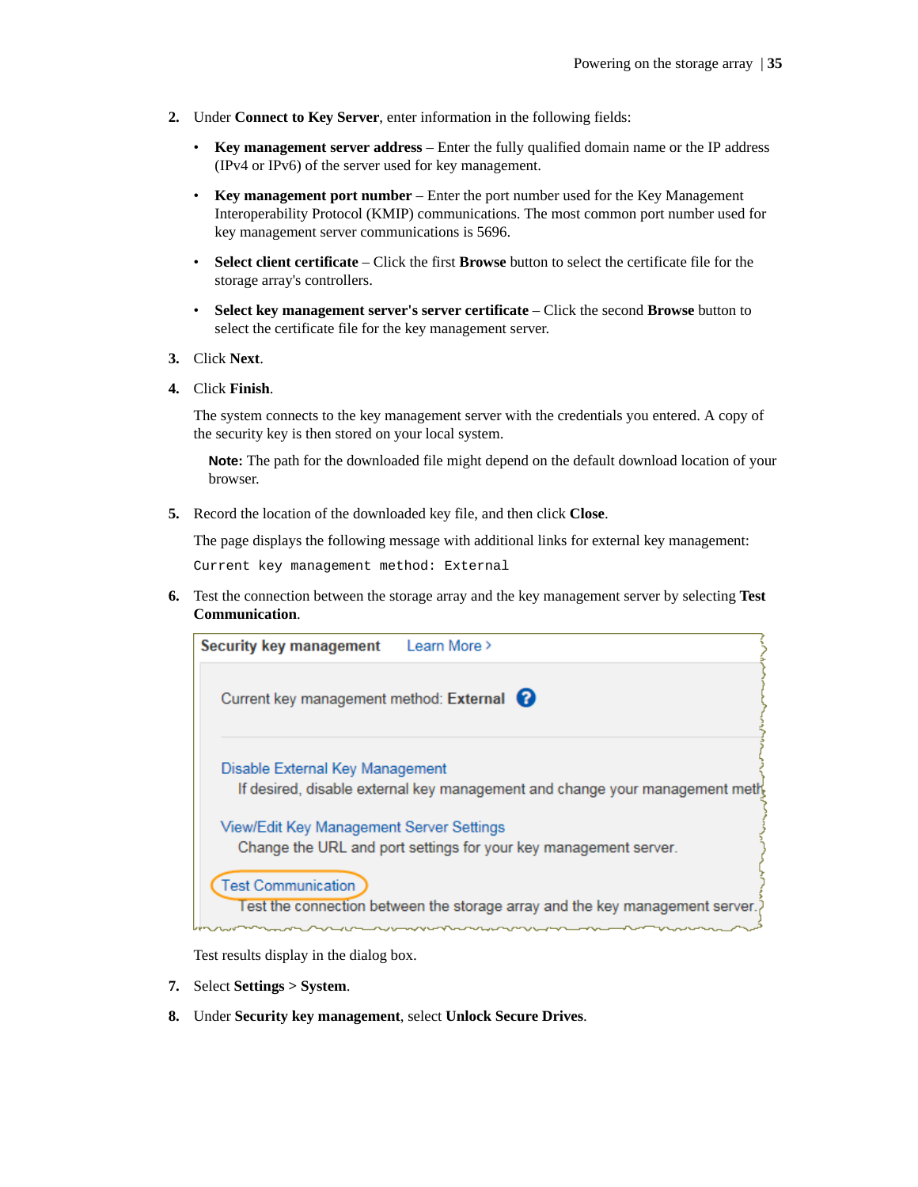2. Under **Connect to Key Server**, enter information in the following fields:
   - **Key management server address** – Enter the fully qualified domain name or the IP address (IPv4 or IPv6) of the server used for key management.
   - **Key management port number** – Enter the port number used for the Key Management Interoperability Protocol (KMIP) communications. The most common port number used for key management server communications is 5696.
   - **Select client certificate** – Click the first **Browse** button to select the certificate file for the storage array's controllers.
   - **Select key management server's server certificate** – Click the second **Browse** button to select the certificate file for the key management server.
3. Click **Next**.
4. Click **Finish**.

   The system connects to the key management server with the credentials you entered. A copy of the security key is then stored on your local system.

   **Note:** The path for the downloaded file might depend on the default download location of your browser.

5. Record the location of the downloaded key file, and then click **Close**.

   The page displays the following message with additional links for external key management:

   ```
   Current key management method: External
   ```

6. Test the connection between the storage array and the key management server by selecting **Test Communication**.

   Test results display in the dialog box.

7. Select **Settings > System**.
8. Under **Security key management**, select **Unlock Secure Drives**.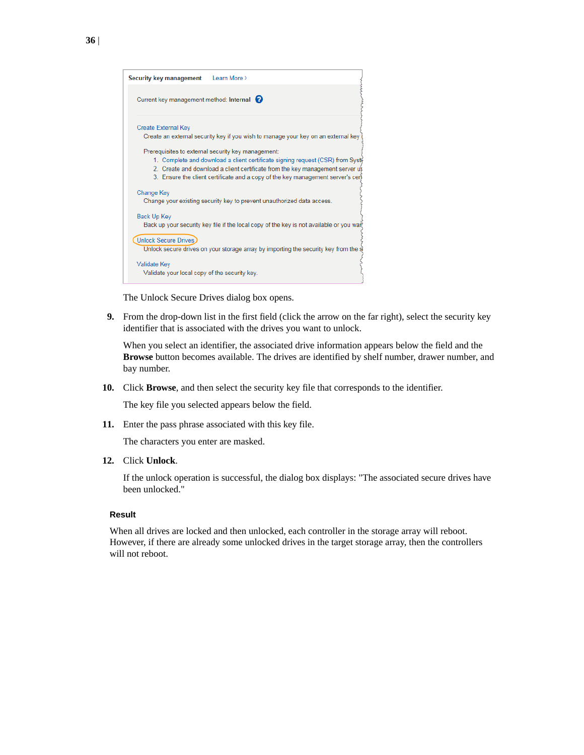Security key management Learn More ›

Current key management method: Internal

Create External Key
Create an external security key if you wish to manage your key on an external key

Prerequisites to external security key management:
1. Complete and download a client certificate signing request (CSR) from Syst
2. Create and download a client certificate from the key management server u
3. Ensure the client certificate and a copy of the key management server's cer

Change Key
Change your existing security key to prevent unauthorized data access.

Back Up Key
Back up your security key file if the local copy of the key is not available or you wa

Unlock Secure Drives
Unlock secure drives on your storage array by importing the security key from the s

Validate Key
Validate your local copy of the security key.

The Unlock Secure Drives dialog box opens.

9. From the drop-down list in the first field (click the arrow on the far right), select the security key identifier that is associated with the drives you want to unlock.

   When you select an identifier, the associated drive information appears below the field and the **Browse** button becomes available. The drives are identified by shelf number, drawer number, and bay number.

10. Click **Browse**, and then select the security key file that corresponds to the identifier.

    The key file you selected appears below the field.

11. Enter the pass phrase associated with this key file.

    The characters you enter are masked.

12. Click **Unlock**.

    If the unlock operation is successful, the dialog box displays: "The associated secure drives have been unlocked."

### Result

When all drives are locked and then unlocked, each controller in the storage array will reboot. However, if there are already some unlocked drives in the target storage array, then the controllers will not reboot.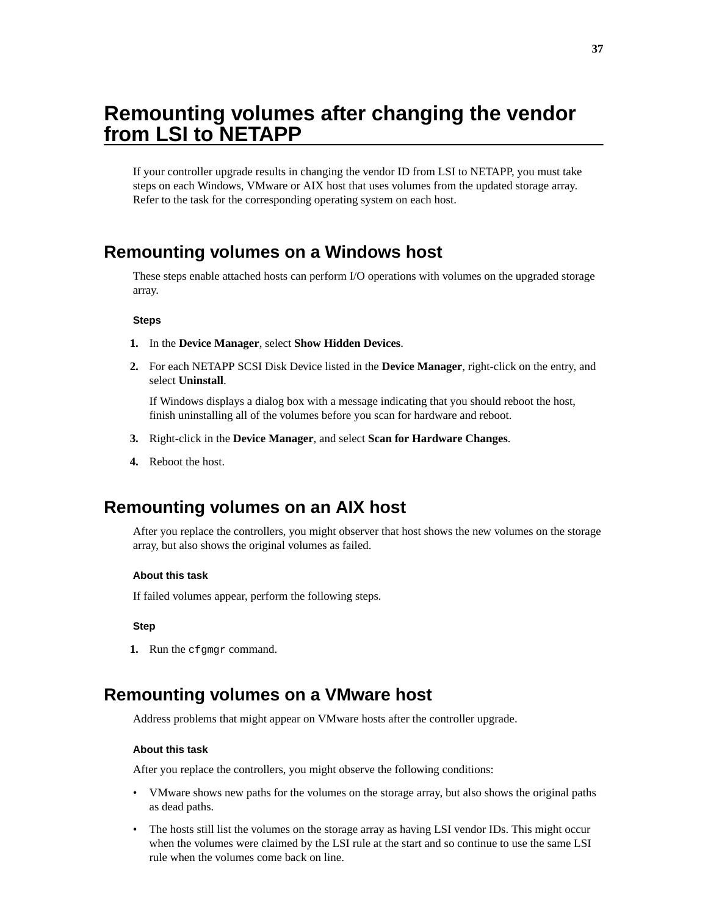# Remounting volumes after changing the vendor from LSI to NETAPP

If your controller upgrade results in changing the vendor ID from LSI to NETAPP, you must take steps on each Windows, VMware or AIX host that uses volumes from the updated storage array. Refer to the task for the corresponding operating system on each host.

## Remounting volumes on a Windows host

These steps enable attached hosts can perform I/O operations with volumes on the upgraded storage array.

#### Steps

1. In the **Device Manager**, select **Show Hidden Devices**.
2. For each NETAPP SCSI Disk Device listed in the **Device Manager**, right-click on the entry, and select **Uninstall**.

   If Windows displays a dialog box with a message indicating that you should reboot the host, finish uninstalling all of the volumes before you scan for hardware and reboot.
3. Right-click in the **Device Manager**, and select **Scan for Hardware Changes**.
4. Reboot the host.

## Remounting volumes on an AIX host

After you replace the controllers, you might observer that host shows the new volumes on the storage array, but also shows the original volumes as failed.

#### About this task

If failed volumes appear, perform the following steps.

#### Step

1. Run the `cfgmgr` command.

## Remounting volumes on a VMware host

Address problems that might appear on VMware hosts after the controller upgrade.

#### About this task

After you replace the controllers, you might observe the following conditions:

- VMware shows new paths for the volumes on the storage array, but also shows the original paths as dead paths.
- The hosts still list the volumes on the storage array as having LSI vendor IDs. This might occur when the volumes were claimed by the LSI rule at the start and so continue to use the same LSI rule when the volumes come back on line.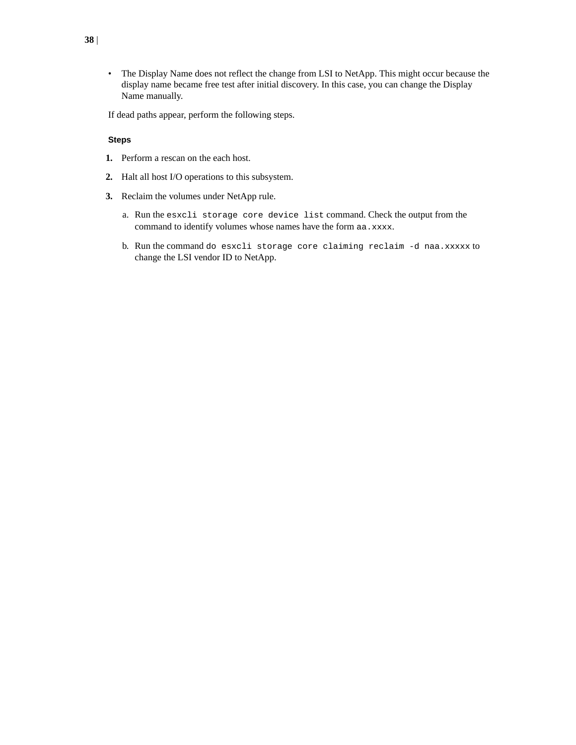- The Display Name does not reflect the change from LSI to NetApp. This might occur because the display name became free test after initial discovery. In this case, you can change the Display Name manually.

If dead paths appear, perform the following steps.

### Steps

1. Perform a rescan on the each host.
2. Halt all host I/O operations to this subsystem.
3. Reclaim the volumes under NetApp rule.
   a. Run the `esxcli storage core device list` command. Check the output from the command to identify volumes whose names have the form `aa.xxxx`.
   b. Run the command `do esxcli storage core claiming reclaim -d naa.xxxxx` to change the LSI vendor ID to NetApp.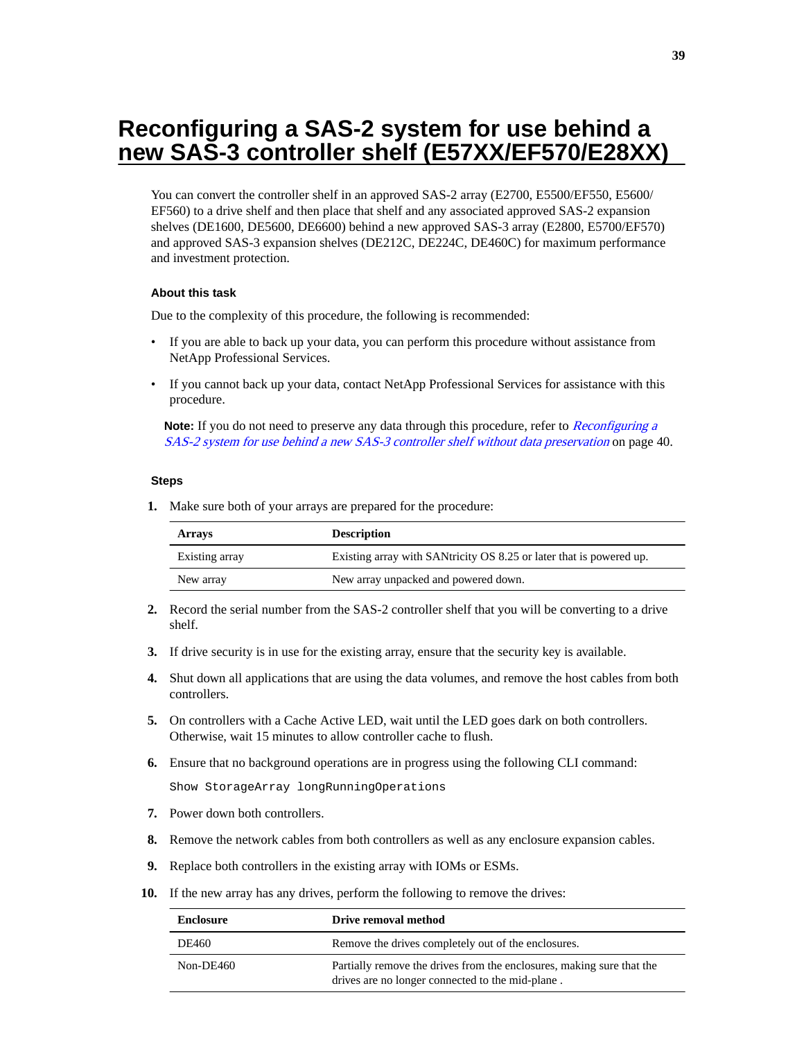# Reconfiguring a SAS-2 system for use behind a new SAS-3 controller shelf (E57XX/EF570/E28XX)

You can convert the controller shelf in an approved SAS-2 array (E2700, E5500/EF550, E5600/EF560) to a drive shelf and then place that shelf and any associated approved SAS-2 expansion shelves (DE1600, DE5600, DE6600) behind a new approved SAS-3 array (E2800, E5700/EF570) and approved SAS-3 expansion shelves (DE212C, DE224C, DE460C) for maximum performance and investment protection.

### About this task

Due to the complexity of this procedure, the following is recommended:

- If you are able to back up your data, you can perform this procedure without assistance from NetApp Professional Services.
- If you cannot back up your data, contact NetApp Professional Services for assistance with this procedure.

**Note:** If you do not need to preserve any data through this procedure, refer to *Reconfiguring a SAS-2 system for use behind a new SAS-3 controller shelf without data preservation* on page 40.

### Steps

1. Make sure both of your arrays are prepared for the procedure:

| Arrays | Description |
|---|---|
| Existing array | Existing array with SANtricity OS 8.25 or later that is powered up. |
| New array | New array unpacked and powered down. |

2. Record the serial number from the SAS-2 controller shelf that you will be converting to a drive shelf.
3. If drive security is in use for the existing array, ensure that the security key is available.
4. Shut down all applications that are using the data volumes, and remove the host cables from both controllers.
5. On controllers with a Cache Active LED, wait until the LED goes dark on both controllers. Otherwise, wait 15 minutes to allow controller cache to flush.
6. Ensure that no background operations are in progress using the following CLI command:

```
Show StorageArray longRunningOperations
```

7. Power down both controllers.
8. Remove the network cables from both controllers as well as any enclosure expansion cables.
9. Replace both controllers in the existing array with IOMs or ESMs.
10. If the new array has any drives, perform the following to remove the drives:

| Enclosure | Drive removal method |
|---|---|
| DE460 | Remove the drives completely out of the enclosures. |
| Non-DE460 | Partially remove the drives from the enclosures, making sure that the drives are no longer connected to the mid-plane . |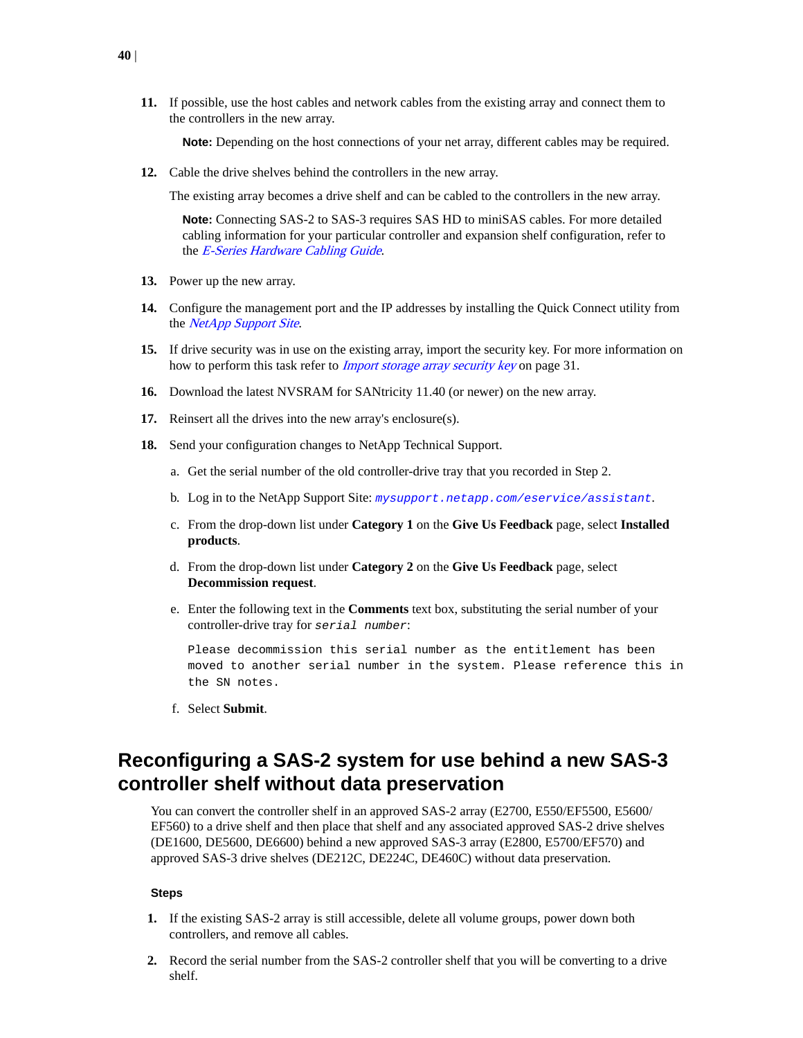11. If possible, use the host cables and network cables from the existing array and connect them to the controllers in the new array.

    **Note:** Depending on the host connections of your net array, different cables may be required.

12. Cable the drive shelves behind the controllers in the new array.

    The existing array becomes a drive shelf and can be cabled to the controllers in the new array.

    **Note:** Connecting SAS-2 to SAS-3 requires SAS HD to miniSAS cables. For more detailed cabling information for your particular controller and expansion shelf configuration, refer to the *E-Series Hardware Cabling Guide*.

13. Power up the new array.

14. Configure the management port and the IP addresses by installing the Quick Connect utility from the *NetApp Support Site*.

15. If drive security was in use on the existing array, import the security key. For more information on how to perform this task refer to *Import storage array security key* on page 31.

16. Download the latest NVSRAM for SANtricity 11.40 (or newer) on the new array.

17. Reinsert all the drives into the new array's enclosure(s).

18. Send your configuration changes to NetApp Technical Support.

    a. Get the serial number of the old controller-drive tray that you recorded in Step 2.

    b. Log in to the NetApp Support Site: `mysupport.netapp.com/eservice/assistant`.

    c. From the drop-down list under **Category 1** on the **Give Us Feedback** page, select **Installed products**.

    d. From the drop-down list under **Category 2** on the **Give Us Feedback** page, select **Decommission request**.

    e. Enter the following text in the **Comments** text box, substituting the serial number of your controller-drive tray for `serial number`:

    ```
    Please decommission this serial number as the entitlement has been
    moved to another serial number in the system. Please reference this in
    the SN notes.
    ```

    f. Select **Submit**.

## Reconfiguring a SAS-2 system for use behind a new SAS-3 controller shelf without data preservation

You can convert the controller shelf in an approved SAS-2 array (E2700, E550/EF5500, E5600/EF560) to a drive shelf and then place that shelf and any associated approved SAS-2 drive shelves (DE1600, DE5600, DE6600) behind a new approved SAS-3 array (E2800, E5700/EF570) and approved SAS-3 drive shelves (DE212C, DE224C, DE460C) without data preservation.

#### Steps

1. If the existing SAS-2 array is still accessible, delete all volume groups, power down both controllers, and remove all cables.

2. Record the serial number from the SAS-2 controller shelf that you will be converting to a drive shelf.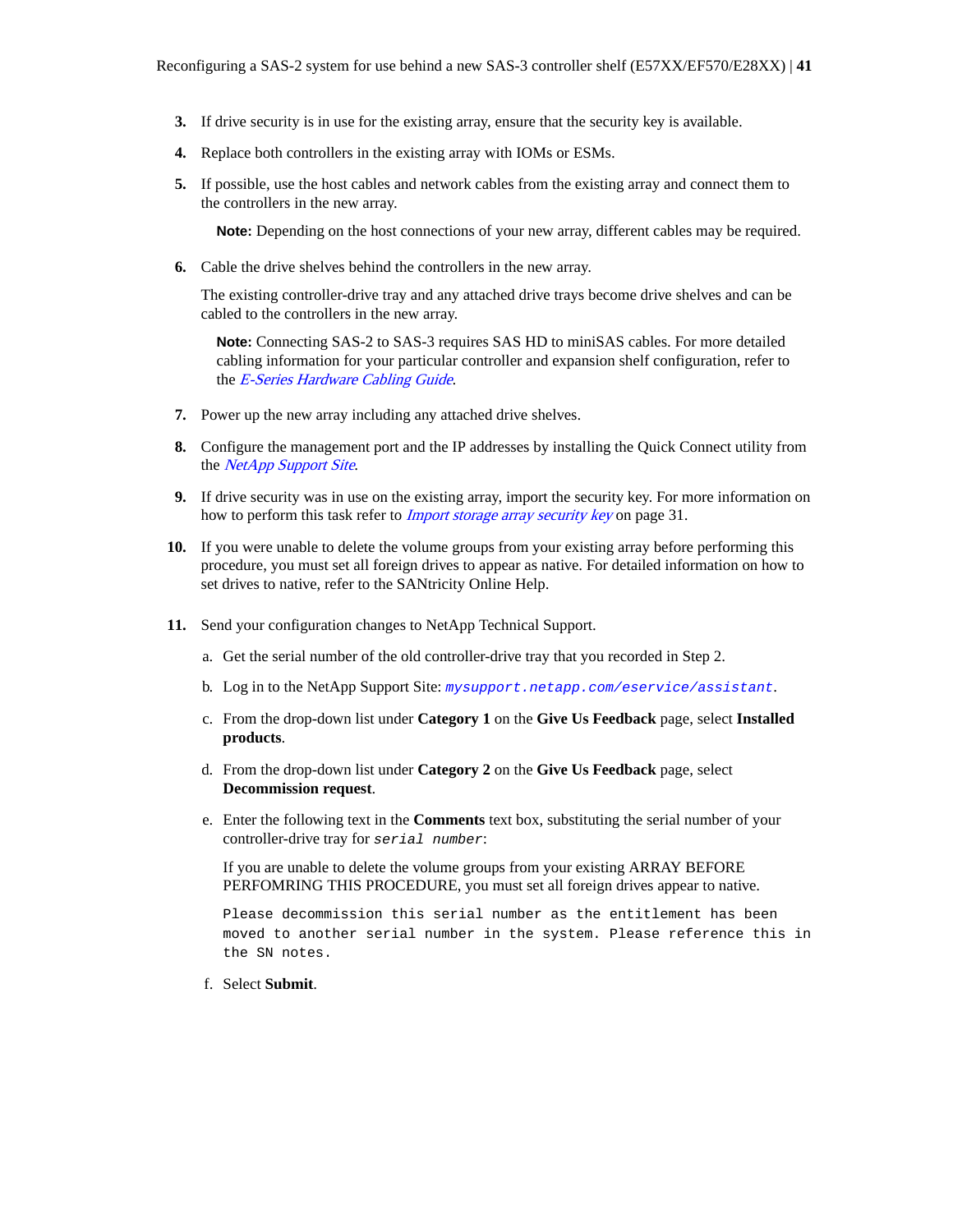3. If drive security is in use for the existing array, ensure that the security key is available.

4. Replace both controllers in the existing array with IOMs or ESMs.

5. If possible, use the host cables and network cables from the existing array and connect them to the controllers in the new array.

   **Note:** Depending on the host connections of your new array, different cables may be required.

6. Cable the drive shelves behind the controllers in the new array.

   The existing controller-drive tray and any attached drive trays become drive shelves and can be cabled to the controllers in the new array.

   **Note:** Connecting SAS-2 to SAS-3 requires SAS HD to miniSAS cables. For more detailed cabling information for your particular controller and expansion shelf configuration, refer to the *E-Series Hardware Cabling Guide*.

7. Power up the new array including any attached drive shelves.

8. Configure the management port and the IP addresses by installing the Quick Connect utility from the *NetApp Support Site*.

9. If drive security was in use on the existing array, import the security key. For more information on how to perform this task refer to *Import storage array security key* on page 31.

10. If you were unable to delete the volume groups from your existing array before performing this procedure, you must set all foreign drives to appear as native. For detailed information on how to set drives to native, refer to the SANtricity Online Help.

11. Send your configuration changes to NetApp Technical Support.

    a. Get the serial number of the old controller-drive tray that you recorded in Step 2.

    b. Log in to the NetApp Support Site: `mysupport.netapp.com/eservice/assistant`.

    c. From the drop-down list under **Category 1** on the **Give Us Feedback** page, select **Installed products**.

    d. From the drop-down list under **Category 2** on the **Give Us Feedback** page, select **Decommission request**.

    e. Enter the following text in the **Comments** text box, substituting the serial number of your controller-drive tray for `serial number`:

       If you are unable to delete the volume groups from your existing ARRAY BEFORE PERFOMRING THIS PROCEDURE, you must set all foreign drives appear to native.

       ```
       Please decommission this serial number as the entitlement has been
       moved to another serial number in the system. Please reference this in
       the SN notes.
       ```

    f. Select **Submit**.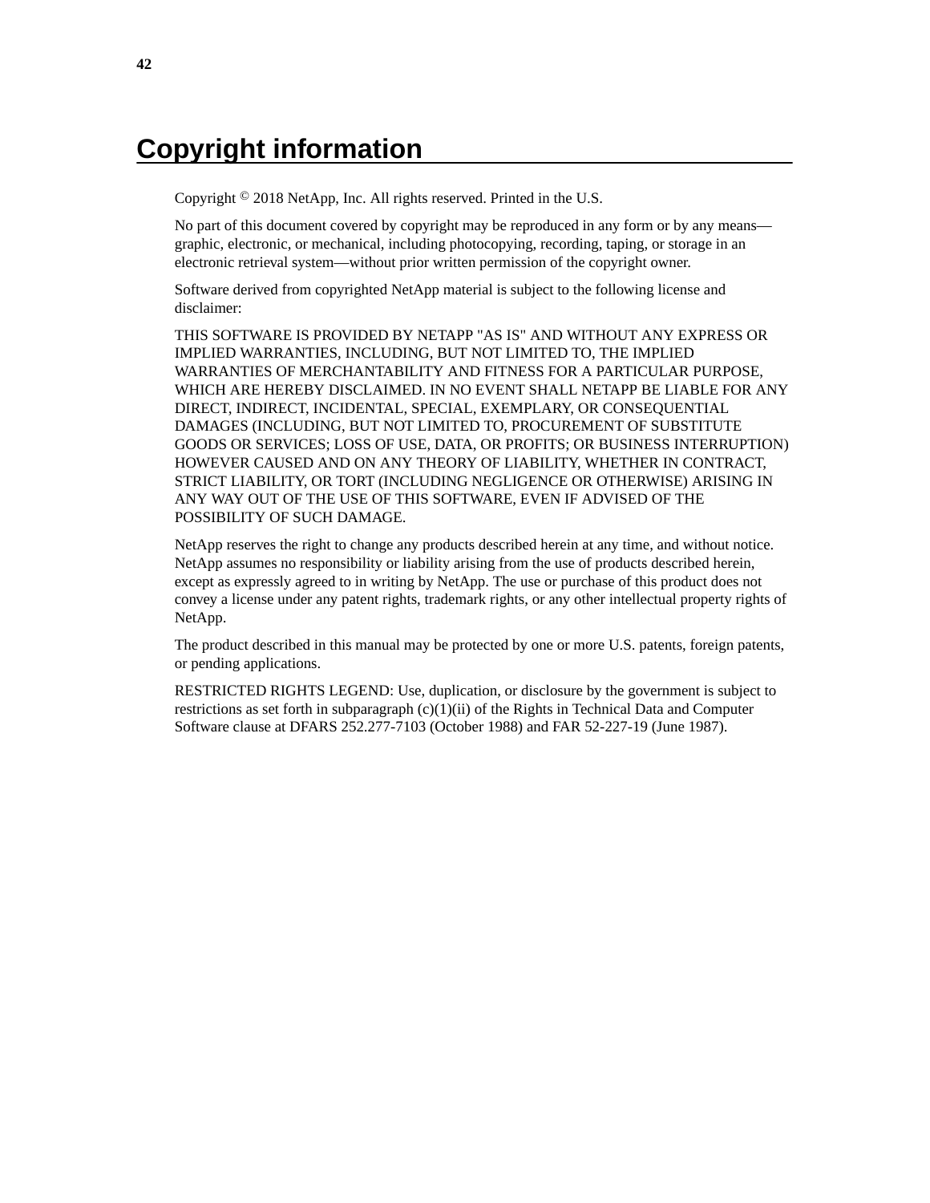# Copyright information

Copyright © 2018 NetApp, Inc. All rights reserved. Printed in the U.S.

No part of this document covered by copyright may be reproduced in any form or by any means—graphic, electronic, or mechanical, including photocopying, recording, taping, or storage in an electronic retrieval system—without prior written permission of the copyright owner.

Software derived from copyrighted NetApp material is subject to the following license and disclaimer:

THIS SOFTWARE IS PROVIDED BY NETAPP "AS IS" AND WITHOUT ANY EXPRESS OR IMPLIED WARRANTIES, INCLUDING, BUT NOT LIMITED TO, THE IMPLIED WARRANTIES OF MERCHANTABILITY AND FITNESS FOR A PARTICULAR PURPOSE, WHICH ARE HEREBY DISCLAIMED. IN NO EVENT SHALL NETAPP BE LIABLE FOR ANY DIRECT, INDIRECT, INCIDENTAL, SPECIAL, EXEMPLARY, OR CONSEQUENTIAL DAMAGES (INCLUDING, BUT NOT LIMITED TO, PROCUREMENT OF SUBSTITUTE GOODS OR SERVICES; LOSS OF USE, DATA, OR PROFITS; OR BUSINESS INTERRUPTION) HOWEVER CAUSED AND ON ANY THEORY OF LIABILITY, WHETHER IN CONTRACT, STRICT LIABILITY, OR TORT (INCLUDING NEGLIGENCE OR OTHERWISE) ARISING IN ANY WAY OUT OF THE USE OF THIS SOFTWARE, EVEN IF ADVISED OF THE POSSIBILITY OF SUCH DAMAGE.

NetApp reserves the right to change any products described herein at any time, and without notice. NetApp assumes no responsibility or liability arising from the use of products described herein, except as expressly agreed to in writing by NetApp. The use or purchase of this product does not convey a license under any patent rights, trademark rights, or any other intellectual property rights of NetApp.

The product described in this manual may be protected by one or more U.S. patents, foreign patents, or pending applications.

RESTRICTED RIGHTS LEGEND: Use, duplication, or disclosure by the government is subject to restrictions as set forth in subparagraph (c)(1)(ii) of the Rights in Technical Data and Computer Software clause at DFARS 252.277-7103 (October 1988) and FAR 52-227-19 (June 1987).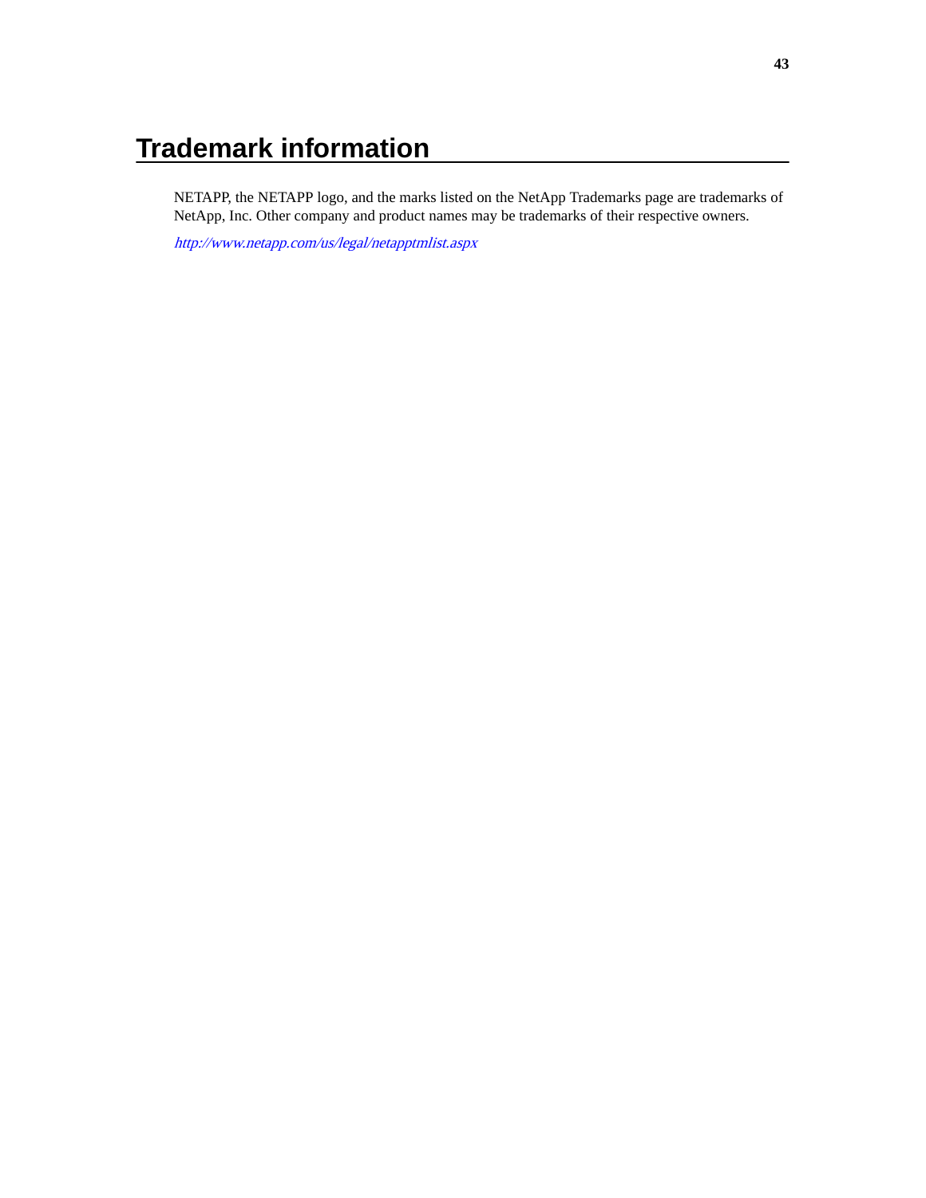# Trademark information

NETAPP, the NETAPP logo, and the marks listed on the NetApp Trademarks page are trademarks of NetApp, Inc. Other company and product names may be trademarks of their respective owners.

*http://www.netapp.com/us/legal/netapptmlist.aspx*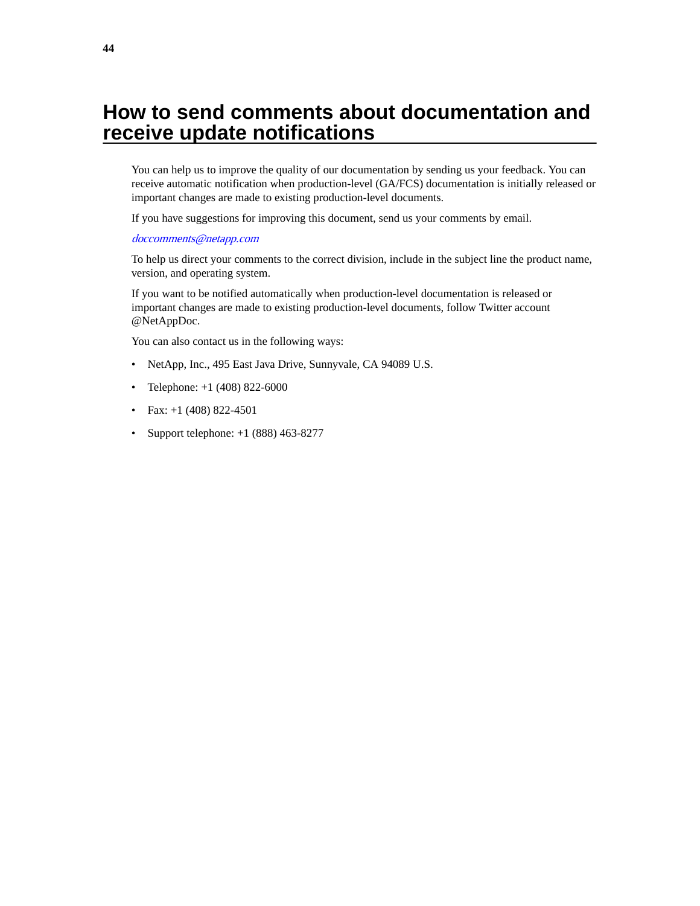# How to send comments about documentation and receive update notifications

You can help us to improve the quality of our documentation by sending us your feedback. You can receive automatic notification when production-level (GA/FCS) documentation is initially released or important changes are made to existing production-level documents.

If you have suggestions for improving this document, send us your comments by email.

*doccomments@netapp.com*

To help us direct your comments to the correct division, include in the subject line the product name, version, and operating system.

If you want to be notified automatically when production-level documentation is released or important changes are made to existing production-level documents, follow Twitter account @NetAppDoc.

You can also contact us in the following ways:

- NetApp, Inc., 495 East Java Drive, Sunnyvale, CA 94089 U.S.
- Telephone: +1 (408) 822-6000
- Fax: +1 (408) 822-4501
- Support telephone: +1 (888) 463-8277